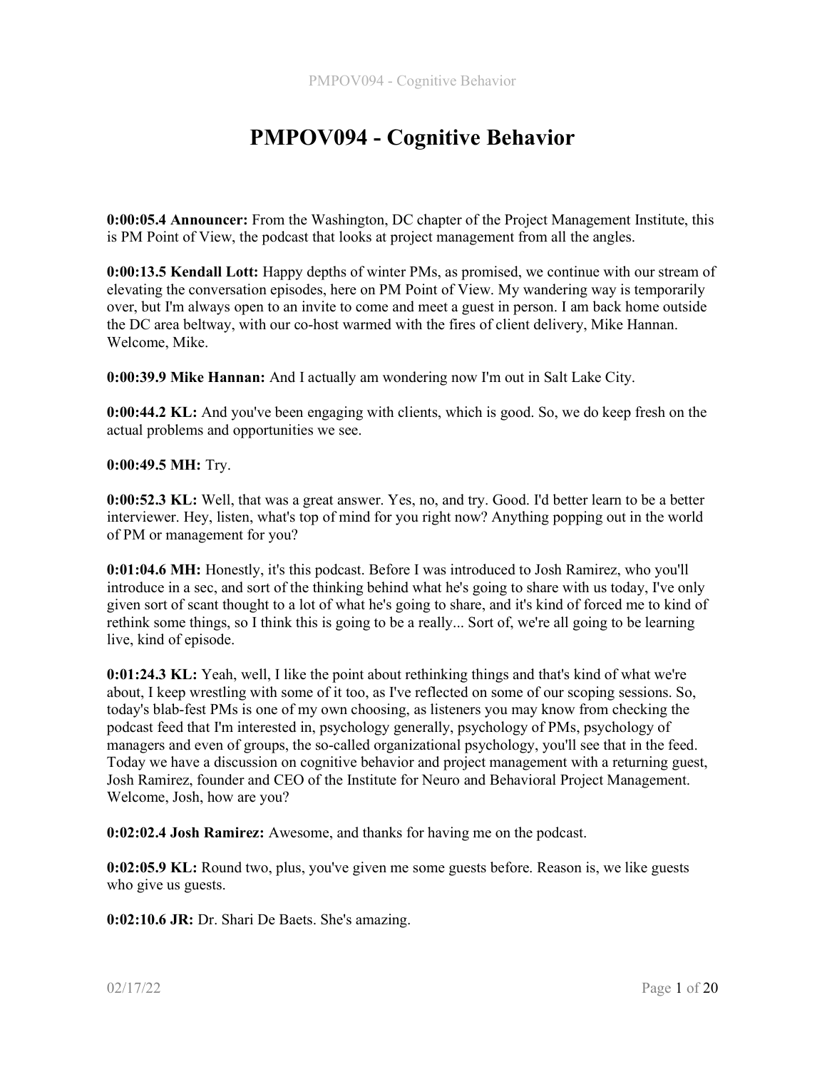# PMPOV094 - Cognitive Behavior

**0:00:05.4 Announcer:** From the Washington, DC chapter of the Project Management Institute, this is PM Point of View, the podcast that looks at project management from all the angles.

**0:00:13.5 Kendall Lott:** Happy depths of winter PMs, as promised, we continue with our stream of elevating the conversation episodes, here on PM Point of View. My wandering way is temporarily over, but I'm always open to an invite to come and meet a guest in person. I am back home outside the DC area beltway, with our co-host warmed with the fires of client delivery, Mike Hannan. Welcome, Mike.

**0:00:39.9 Mike Hannan:** And I actually am wondering now I'm out in Salt Lake City.

**0:00:44.2 KL:** And you've been engaging with clients, which is good. So, we do keep fresh on the actual problems and opportunities we see.

**0:00:49.5 MH:** Try.

**0:00:52.3 KL:** Well, that was a great answer. Yes, no, and try. Good. I'd better learn to be a better interviewer. Hey, listen, what's top of mind for you right now? Anything popping out in the world of PM or management for you?

**0:01:04.6 MH:** Honestly, it's this podcast. Before I was introduced to Josh Ramirez, who you'll introduce in a sec, and sort of the thinking behind what he's going to share with us today, I've only given sort of scant thought to a lot of what he's going to share, and it's kind of forced me to kind of rethink some things, so I think this is going to be a really... Sort of, we're all going to be learning live, kind of episode.

**0:01:24.3 KL:** Yeah, well, I like the point about rethinking things and that's kind of what we're about, I keep wrestling with some of it too, as I've reflected on some of our scoping sessions. So, today's blab-fest PMs is one of my own choosing, as listeners you may know from checking the podcast feed that I'm interested in, psychology generally, psychology of PMs, psychology of managers and even of groups, the so-called organizational psychology, you'll see that in the feed. Today we have a discussion on cognitive behavior and project management with a returning guest, Josh Ramirez, founder and CEO of the Institute for Neuro and Behavioral Project Management. Welcome, Josh, how are you?

**0:02:02.4 Josh Ramirez:** Awesome, and thanks for having me on the podcast.

**0:02:05.9 KL:** Round two, plus, you've given me some guests before. Reason is, we like guests who give us guests.

**0:02:10.6 JR:** Dr. Shari De Baets. She's amazing.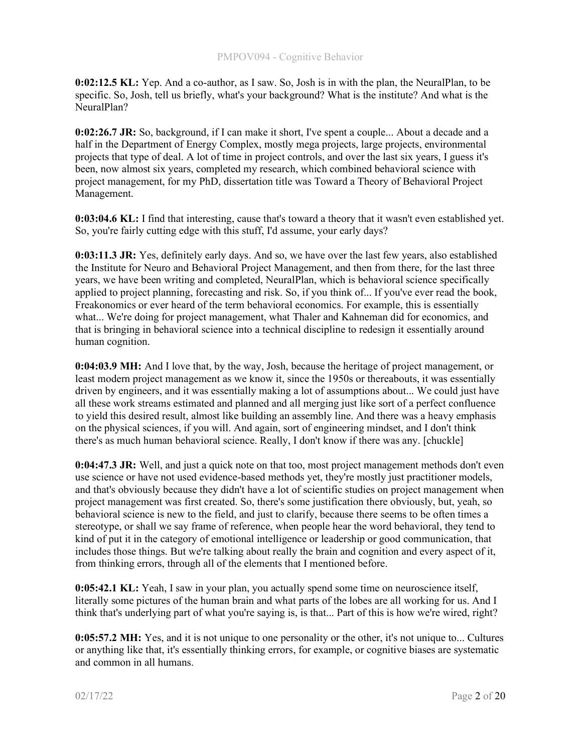**0:02:12.5 KL:** Yep. And a co-author, as I saw. So, Josh is in with the plan, the NeuralPlan, to be specific. So, Josh, tell us briefly, what's your background? What is the institute? And what is the NeuralPlan?

**0:02:26.7 JR:** So, background, if I can make it short, I've spent a couple... About a decade and a half in the Department of Energy Complex, mostly mega projects, large projects, environmental projects that type of deal. A lot of time in project controls, and over the last six years, I guess it's been, now almost six years, completed my research, which combined behavioral science with project management, for my PhD, dissertation title was Toward a Theory of Behavioral Project Management.

**0:03:04.6 KL:** I find that interesting, cause that's toward a theory that it wasn't even established yet. So, you're fairly cutting edge with this stuff, I'd assume, your early days?

**0:03:11.3 JR:** Yes, definitely early days. And so, we have over the last few years, also established the Institute for Neuro and Behavioral Project Management, and then from there, for the last three years, we have been writing and completed, NeuralPlan, which is behavioral science specifically applied to project planning, forecasting and risk. So, if you think of... If you've ever read the book, Freakonomics or ever heard of the term behavioral economics. For example, this is essentially what... We're doing for project management, what Thaler and Kahneman did for economics, and that is bringing in behavioral science into a technical discipline to redesign it essentially around human cognition.

**0:04:03.9 MH:** And I love that, by the way, Josh, because the heritage of project management, or least modern project management as we know it, since the 1950s or thereabouts, it was essentially driven by engineers, and it was essentially making a lot of assumptions about... We could just have all these work streams estimated and planned and all merging just like sort of a perfect confluence to yield this desired result, almost like building an assembly line. And there was a heavy emphasis on the physical sciences, if you will. And again, sort of engineering mindset, and I don't think there's as much human behavioral science. Really, I don't know if there was any. [chuckle]

**0:04:47.3 JR:** Well, and just a quick note on that too, most project management methods don't even use science or have not used evidence-based methods yet, they're mostly just practitioner models, and that's obviously because they didn't have a lot of scientific studies on project management when project management was first created. So, there's some justification there obviously, but, yeah, so behavioral science is new to the field, and just to clarify, because there seems to be often times a stereotype, or shall we say frame of reference, when people hear the word behavioral, they tend to kind of put it in the category of emotional intelligence or leadership or good communication, that includes those things. But we're talking about really the brain and cognition and every aspect of it, from thinking errors, through all of the elements that I mentioned before.

**0:05:42.1 KL:** Yeah, I saw in your plan, you actually spend some time on neuroscience itself, literally some pictures of the human brain and what parts of the lobes are all working for us. And I think that's underlying part of what you're saying is, is that... Part of this is how we're wired, right?

**0:05:57.2 MH:** Yes, and it is not unique to one personality or the other, it's not unique to... Cultures or anything like that, it's essentially thinking errors, for example, or cognitive biases are systematic and common in all humans.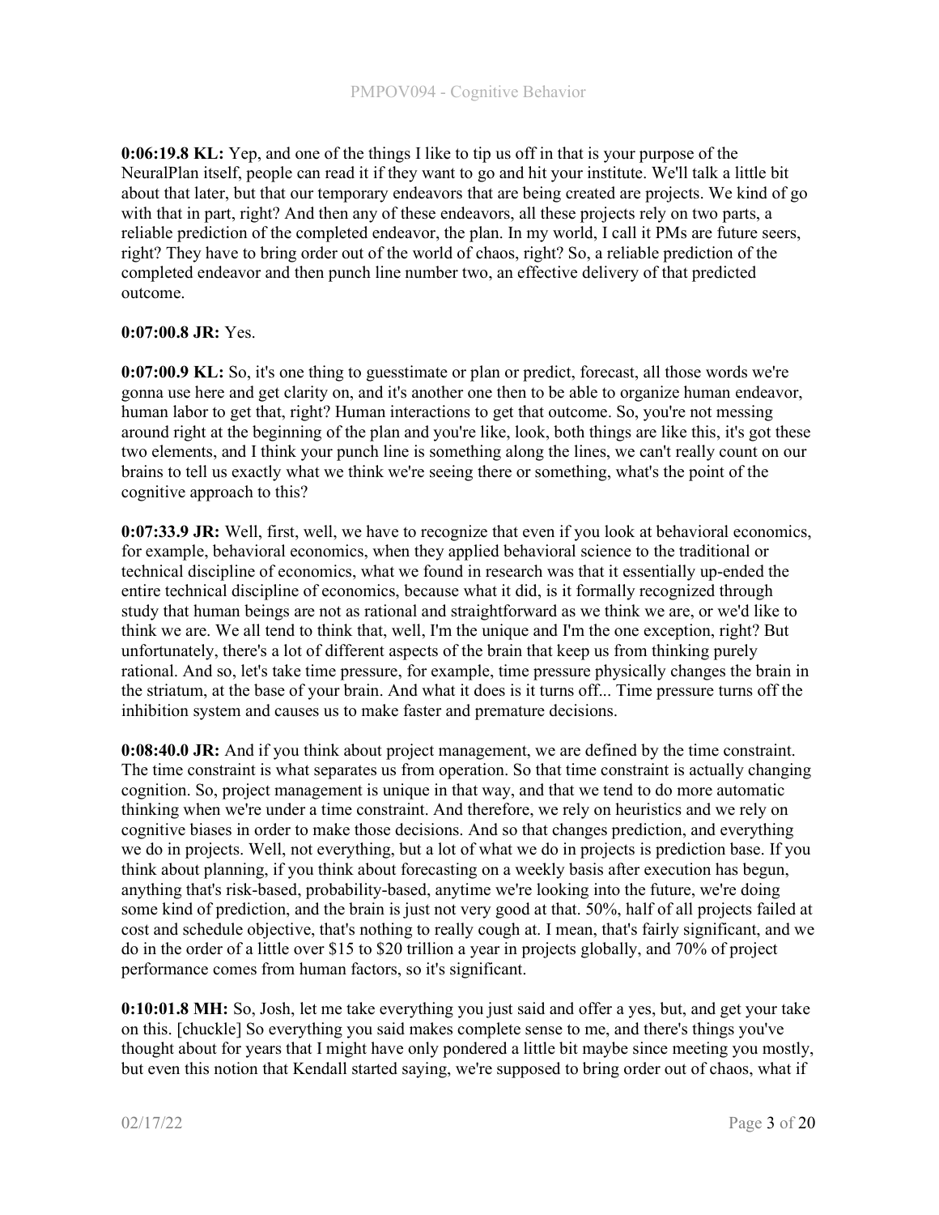**0:06:19.8 KL:** Yep, and one of the things I like to tip us off in that is your purpose of the NeuralPlan itself, people can read it if they want to go and hit your institute. We'll talk a little bit about that later, but that our temporary endeavors that are being created are projects. We kind of go with that in part, right? And then any of these endeavors, all these projects rely on two parts, a reliable prediction of the completed endeavor, the plan. In my world, I call it PMs are future seers, right? They have to bring order out of the world of chaos, right? So, a reliable prediction of the completed endeavor and then punch line number two, an effective delivery of that predicted outcome.

**0:07:00.8 JR:** Yes.

**0:07:00.9 KL:** So, it's one thing to guesstimate or plan or predict, forecast, all those words we're gonna use here and get clarity on, and it's another one then to be able to organize human endeavor, human labor to get that, right? Human interactions to get that outcome. So, you're not messing around right at the beginning of the plan and you're like, look, both things are like this, it's got these two elements, and I think your punch line is something along the lines, we can't really count on our brains to tell us exactly what we think we're seeing there or something, what's the point of the cognitive approach to this?

**0:07:33.9 JR:** Well, first, well, we have to recognize that even if you look at behavioral economics, for example, behavioral economics, when they applied behavioral science to the traditional or technical discipline of economics, what we found in research was that it essentially up-ended the entire technical discipline of economics, because what it did, is it formally recognized through study that human beings are not as rational and straightforward as we think we are, or we'd like to think we are. We all tend to think that, well, I'm the unique and I'm the one exception, right? But unfortunately, there's a lot of different aspects of the brain that keep us from thinking purely rational. And so, let's take time pressure, for example, time pressure physically changes the brain in the striatum, at the base of your brain. And what it does is it turns off... Time pressure turns off the inhibition system and causes us to make faster and premature decisions.

**0:08:40.0 JR:** And if you think about project management, we are defined by the time constraint. The time constraint is what separates us from operation. So that time constraint is actually changing cognition. So, project management is unique in that way, and that we tend to do more automatic thinking when we're under a time constraint. And therefore, we rely on heuristics and we rely on cognitive biases in order to make those decisions. And so that changes prediction, and everything we do in projects. Well, not everything, but a lot of what we do in projects is prediction base. If you think about planning, if you think about forecasting on a weekly basis after execution has begun, anything that's risk-based, probability-based, anytime we're looking into the future, we're doing some kind of prediction, and the brain is just not very good at that. 50%, half of all projects failed at cost and schedule objective, that's nothing to really cough at. I mean, that's fairly significant, and we do in the order of a little over $15 to $20 trillion a year in projects globally, and 70% of project performance comes from human factors, so it's significant.

**0:10:01.8 MH:** So, Josh, let me take everything you just said and offer a yes, but, and get your take on this. [chuckle] So everything you said makes complete sense to me, and there's things you've thought about for years that I might have only pondered a little bit maybe since meeting you mostly, but even this notion that Kendall started saying, we're supposed to bring order out of chaos, what if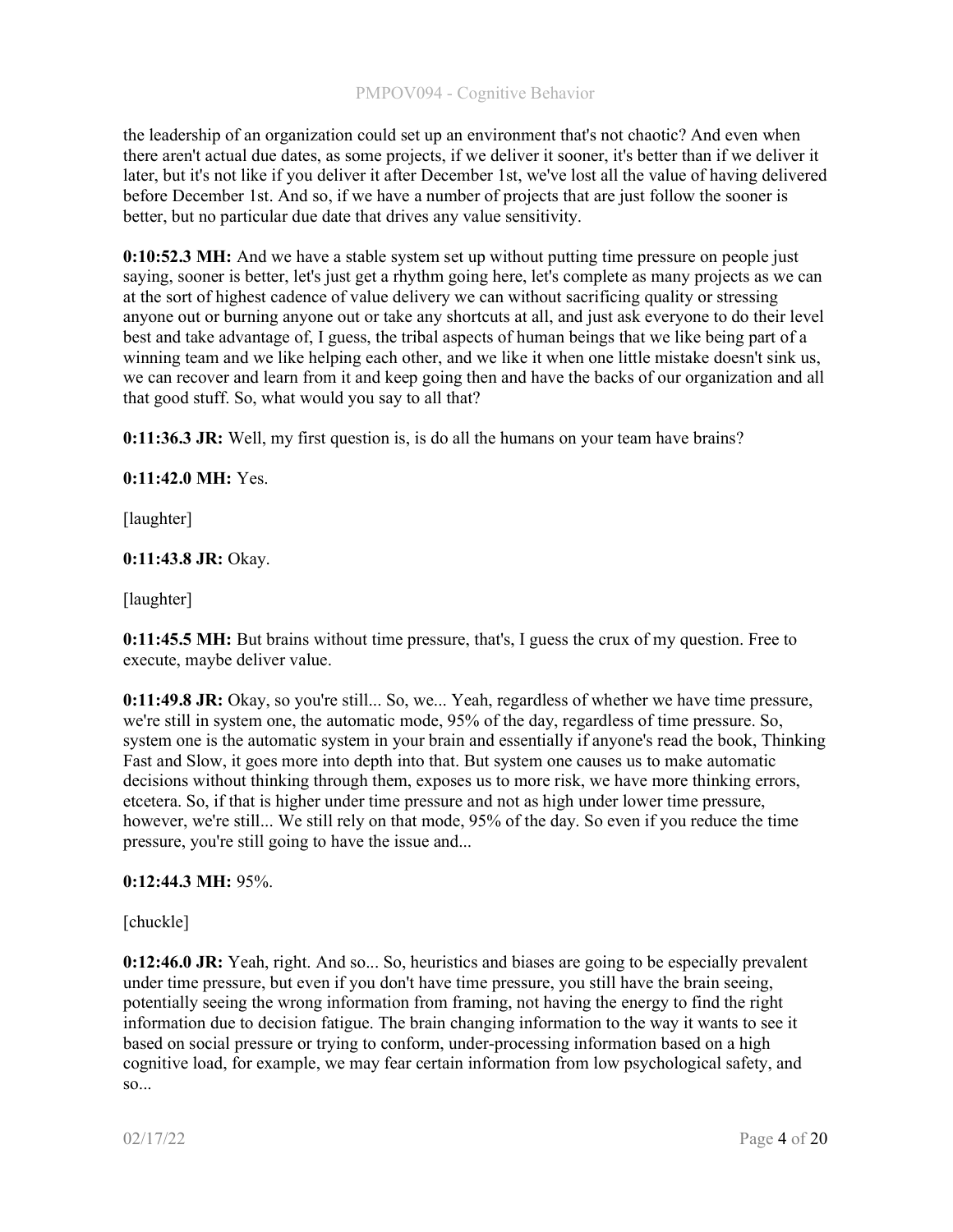the leadership of an organization could set up an environment that's not chaotic? And even when there aren't actual due dates, as some projects, if we deliver it sooner, it's better than if we deliver it later, but it's not like if you deliver it after December 1st, we've lost all the value of having delivered before December 1st. And so, if we have a number of projects that are just follow the sooner is better, but no particular due date that drives any value sensitivity.

**0:10:52.3 MH:** And we have a stable system set up without putting time pressure on people just saying, sooner is better, let's just get a rhythm going here, let's complete as many projects as we can at the sort of highest cadence of value delivery we can without sacrificing quality or stressing anyone out or burning anyone out or take any shortcuts at all, and just ask everyone to do their level best and take advantage of, I guess, the tribal aspects of human beings that we like being part of a winning team and we like helping each other, and we like it when one little mistake doesn't sink us, we can recover and learn from it and keep going then and have the backs of our organization and all that good stuff. So, what would you say to all that?

**0:11:36.3 JR:** Well, my first question is, is do all the humans on your team have brains?

**0:11:42.0 MH:** Yes.

[laughter]

**0:11:43.8 JR:** Okay.

[laughter]

**0:11:45.5 MH:** But brains without time pressure, that's, I guess the crux of my question. Free to execute, maybe deliver value.

**0:11:49.8 JR:** Okay, so you're still... So, we... Yeah, regardless of whether we have time pressure, we're still in system one, the automatic mode, 95% of the day, regardless of time pressure. So, system one is the automatic system in your brain and essentially if anyone's read the book, Thinking Fast and Slow, it goes more into depth into that. But system one causes us to make automatic decisions without thinking through them, exposes us to more risk, we have more thinking errors, etcetera. So, if that is higher under time pressure and not as high under lower time pressure, however, we're still... We still rely on that mode, 95% of the day. So even if you reduce the time pressure, you're still going to have the issue and...

**0:12:44.3 MH:** 95%.

[chuckle]

**0:12:46.0 JR:** Yeah, right. And so... So, heuristics and biases are going to be especially prevalent under time pressure, but even if you don't have time pressure, you still have the brain seeing, potentially seeing the wrong information from framing, not having the energy to find the right information due to decision fatigue. The brain changing information to the way it wants to see it based on social pressure or trying to conform, under-processing information based on a high cognitive load, for example, we may fear certain information from low psychological safety, and so...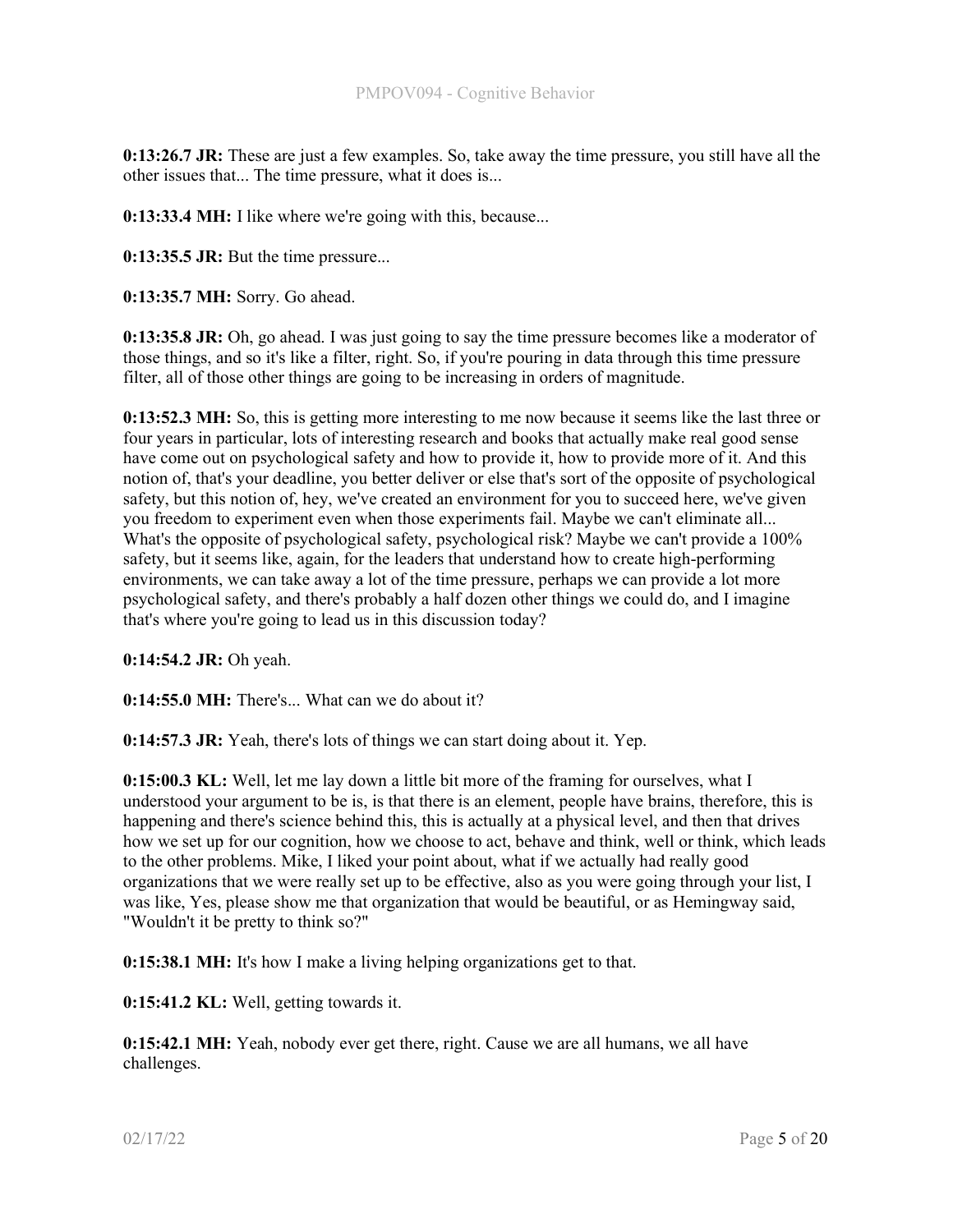**0:13:26.7 JR:** These are just a few examples. So, take away the time pressure, you still have all the other issues that... The time pressure, what it does is...

**0:13:33.4 MH:** I like where we're going with this, because...

**0:13:35.5 JR:** But the time pressure...

**0:13:35.7 MH:** Sorry. Go ahead.

**0:13:35.8 JR:** Oh, go ahead. I was just going to say the time pressure becomes like a moderator of those things, and so it's like a filter, right. So, if you're pouring in data through this time pressure filter, all of those other things are going to be increasing in orders of magnitude.

**0:13:52.3 MH:** So, this is getting more interesting to me now because it seems like the last three or four years in particular, lots of interesting research and books that actually make real good sense have come out on psychological safety and how to provide it, how to provide more of it. And this notion of, that's your deadline, you better deliver or else that's sort of the opposite of psychological safety, but this notion of, hey, we've created an environment for you to succeed here, we've given you freedom to experiment even when those experiments fail. Maybe we can't eliminate all... What's the opposite of psychological safety, psychological risk? Maybe we can't provide a 100% safety, but it seems like, again, for the leaders that understand how to create high-performing environments, we can take away a lot of the time pressure, perhaps we can provide a lot more psychological safety, and there's probably a half dozen other things we could do, and I imagine that's where you're going to lead us in this discussion today?

**0:14:54.2 JR:** Oh yeah.

**0:14:55.0 MH:** There's... What can we do about it?

**0:14:57.3 JR:** Yeah, there's lots of things we can start doing about it. Yep.

**0:15:00.3 KL:** Well, let me lay down a little bit more of the framing for ourselves, what I understood your argument to be is, is that there is an element, people have brains, therefore, this is happening and there's science behind this, this is actually at a physical level, and then that drives how we set up for our cognition, how we choose to act, behave and think, well or think, which leads to the other problems. Mike, I liked your point about, what if we actually had really good organizations that we were really set up to be effective, also as you were going through your list, I was like, Yes, please show me that organization that would be beautiful, or as Hemingway said, "Wouldn't it be pretty to think so?"

**0:15:38.1 MH:** It's how I make a living helping organizations get to that.

**0:15:41.2 KL:** Well, getting towards it.

**0:15:42.1 MH:** Yeah, nobody ever get there, right. Cause we are all humans, we all have challenges.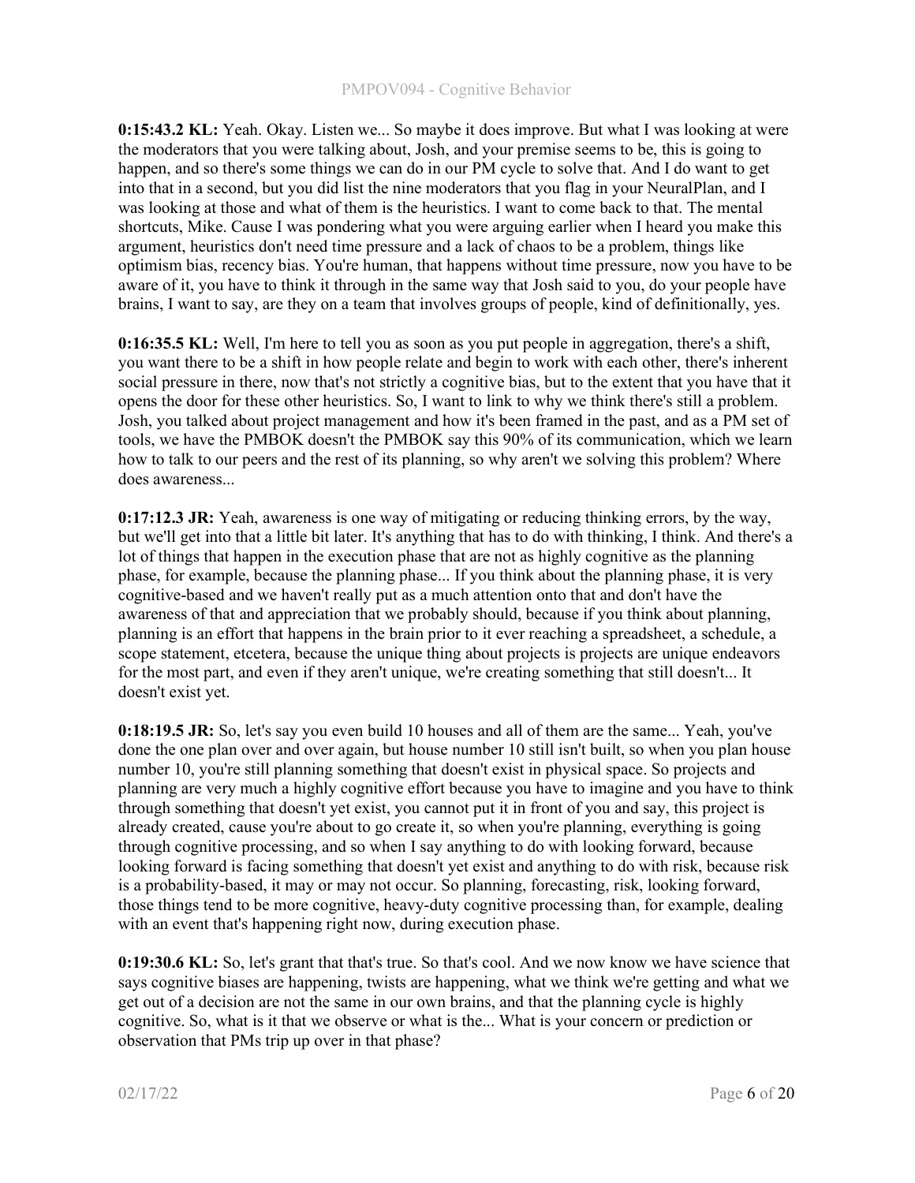**0:15:43.2 KL:** Yeah. Okay. Listen we... So maybe it does improve. But what I was looking at were the moderators that you were talking about, Josh, and your premise seems to be, this is going to happen, and so there's some things we can do in our PM cycle to solve that. And I do want to get into that in a second, but you did list the nine moderators that you flag in your NeuralPlan, and I was looking at those and what of them is the heuristics. I want to come back to that. The mental shortcuts, Mike. Cause I was pondering what you were arguing earlier when I heard you make this argument, heuristics don't need time pressure and a lack of chaos to be a problem, things like optimism bias, recency bias. You're human, that happens without time pressure, now you have to be aware of it, you have to think it through in the same way that Josh said to you, do your people have brains, I want to say, are they on a team that involves groups of people, kind of definitionally, yes.

**0:16:35.5 KL:** Well, I'm here to tell you as soon as you put people in aggregation, there's a shift, you want there to be a shift in how people relate and begin to work with each other, there's inherent social pressure in there, now that's not strictly a cognitive bias, but to the extent that you have that it opens the door for these other heuristics. So, I want to link to why we think there's still a problem. Josh, you talked about project management and how it's been framed in the past, and as a PM set of tools, we have the PMBOK doesn't the PMBOK say this 90% of its communication, which we learn how to talk to our peers and the rest of its planning, so why aren't we solving this problem? Where does awareness...

**0:17:12.3 JR:** Yeah, awareness is one way of mitigating or reducing thinking errors, by the way, but we'll get into that a little bit later. It's anything that has to do with thinking, I think. And there's a lot of things that happen in the execution phase that are not as highly cognitive as the planning phase, for example, because the planning phase... If you think about the planning phase, it is very cognitive-based and we haven't really put as a much attention onto that and don't have the awareness of that and appreciation that we probably should, because if you think about planning, planning is an effort that happens in the brain prior to it ever reaching a spreadsheet, a schedule, a scope statement, etcetera, because the unique thing about projects is projects are unique endeavors for the most part, and even if they aren't unique, we're creating something that still doesn't... It doesn't exist yet.

**0:18:19.5 JR:** So, let's say you even build 10 houses and all of them are the same... Yeah, you've done the one plan over and over again, but house number 10 still isn't built, so when you plan house number 10, you're still planning something that doesn't exist in physical space. So projects and planning are very much a highly cognitive effort because you have to imagine and you have to think through something that doesn't yet exist, you cannot put it in front of you and say, this project is already created, cause you're about to go create it, so when you're planning, everything is going through cognitive processing, and so when I say anything to do with looking forward, because looking forward is facing something that doesn't yet exist and anything to do with risk, because risk is a probability-based, it may or may not occur. So planning, forecasting, risk, looking forward, those things tend to be more cognitive, heavy-duty cognitive processing than, for example, dealing with an event that's happening right now, during execution phase.

**0:19:30.6 KL:** So, let's grant that that's true. So that's cool. And we now know we have science that says cognitive biases are happening, twists are happening, what we think we're getting and what we get out of a decision are not the same in our own brains, and that the planning cycle is highly cognitive. So, what is it that we observe or what is the... What is your concern or prediction or observation that PMs trip up over in that phase?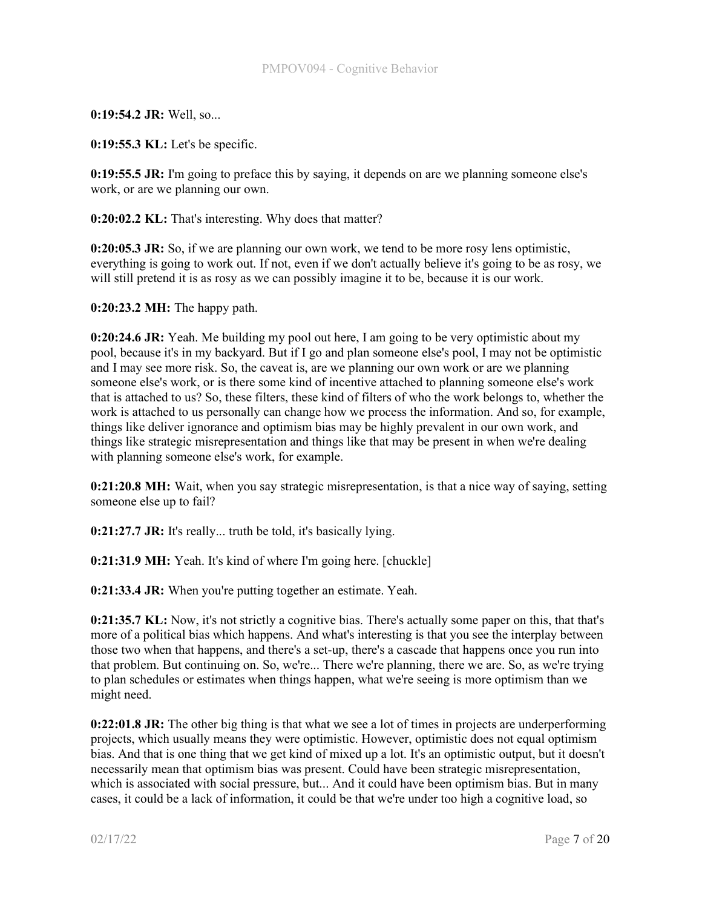**0:19:54.2 JR:** Well, so...

**0:19:55.3 KL:** Let's be specific.

**0:19:55.5 JR:** I'm going to preface this by saying, it depends on are we planning someone else's work, or are we planning our own.

**0:20:02.2 KL:** That's interesting. Why does that matter?

**0:20:05.3 JR:** So, if we are planning our own work, we tend to be more rosy lens optimistic, everything is going to work out. If not, even if we don't actually believe it's going to be as rosy, we will still pretend it is as rosy as we can possibly imagine it to be, because it is our work.

**0:20:23.2 MH:** The happy path.

**0:20:24.6 JR:** Yeah. Me building my pool out here, I am going to be very optimistic about my pool, because it's in my backyard. But if I go and plan someone else's pool, I may not be optimistic and I may see more risk. So, the caveat is, are we planning our own work or are we planning someone else's work, or is there some kind of incentive attached to planning someone else's work that is attached to us? So, these filters, these kind of filters of who the work belongs to, whether the work is attached to us personally can change how we process the information. And so, for example, things like deliver ignorance and optimism bias may be highly prevalent in our own work, and things like strategic misrepresentation and things like that may be present in when we're dealing with planning someone else's work, for example.

**0:21:20.8 MH:** Wait, when you say strategic misrepresentation, is that a nice way of saying, setting someone else up to fail?

**0:21:27.7 JR:** It's really... truth be told, it's basically lying.

**0:21:31.9 MH:** Yeah. It's kind of where I'm going here. [chuckle]

**0:21:33.4 JR:** When you're putting together an estimate. Yeah.

**0:21:35.7 KL:** Now, it's not strictly a cognitive bias. There's actually some paper on this, that that's more of a political bias which happens. And what's interesting is that you see the interplay between those two when that happens, and there's a set-up, there's a cascade that happens once you run into that problem. But continuing on. So, we're... There we're planning, there we are. So, as we're trying to plan schedules or estimates when things happen, what we're seeing is more optimism than we might need.

**0:22:01.8 JR:** The other big thing is that what we see a lot of times in projects are underperforming projects, which usually means they were optimistic. However, optimistic does not equal optimism bias. And that is one thing that we get kind of mixed up a lot. It's an optimistic output, but it doesn't necessarily mean that optimism bias was present. Could have been strategic misrepresentation, which is associated with social pressure, but... And it could have been optimism bias. But in many cases, it could be a lack of information, it could be that we're under too high a cognitive load, so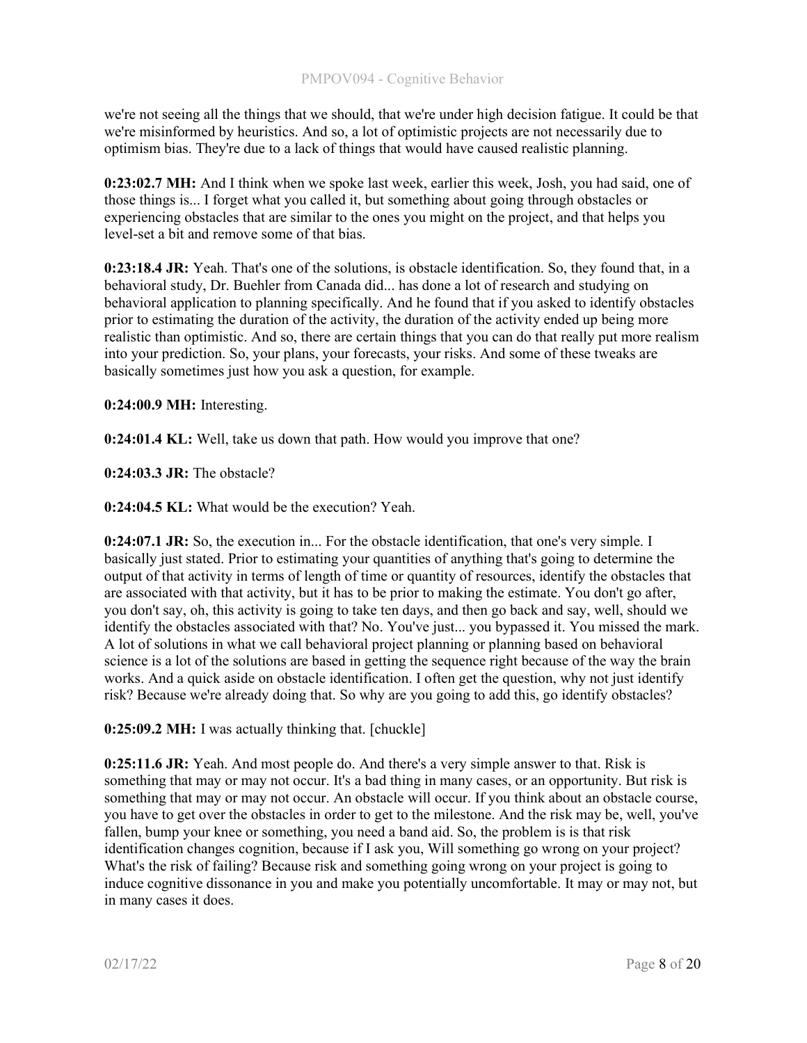we're not seeing all the things that we should, that we're under high decision fatigue. It could be that we're misinformed by heuristics. And so, a lot of optimistic projects are not necessarily due to optimism bias. They're due to a lack of things that would have caused realistic planning.

**0:23:02.7 MH:** And I think when we spoke last week, earlier this week, Josh, you had said, one of those things is... I forget what you called it, but something about going through obstacles or experiencing obstacles that are similar to the ones you might on the project, and that helps you level-set a bit and remove some of that bias.

**0:23:18.4 JR:** Yeah. That's one of the solutions, is obstacle identification. So, they found that, in a behavioral study, Dr. Buehler from Canada did... has done a lot of research and studying on behavioral application to planning specifically. And he found that if you asked to identify obstacles prior to estimating the duration of the activity, the duration of the activity ended up being more realistic than optimistic. And so, there are certain things that you can do that really put more realism into your prediction. So, your plans, your forecasts, your risks. And some of these tweaks are basically sometimes just how you ask a question, for example.

**0:24:00.9 MH:** Interesting.

**0:24:01.4 KL:** Well, take us down that path. How would you improve that one?

**0:24:03.3 JR:** The obstacle?

**0:24:04.5 KL:** What would be the execution? Yeah.

**0:24:07.1 JR:** So, the execution in... For the obstacle identification, that one's very simple. I basically just stated. Prior to estimating your quantities of anything that's going to determine the output of that activity in terms of length of time or quantity of resources, identify the obstacles that are associated with that activity, but it has to be prior to making the estimate. You don't go after, you don't say, oh, this activity is going to take ten days, and then go back and say, well, should we identify the obstacles associated with that? No. You've just... you bypassed it. You missed the mark. A lot of solutions in what we call behavioral project planning or planning based on behavioral science is a lot of the solutions are based in getting the sequence right because of the way the brain works. And a quick aside on obstacle identification. I often get the question, why not just identify risk? Because we're already doing that. So why are you going to add this, go identify obstacles?

**0:25:09.2 MH:** I was actually thinking that. [chuckle]

**0:25:11.6 JR:** Yeah. And most people do. And there's a very simple answer to that. Risk is something that may or may not occur. It's a bad thing in many cases, or an opportunity. But risk is something that may or may not occur. An obstacle will occur. If you think about an obstacle course, you have to get over the obstacles in order to get to the milestone. And the risk may be, well, you've fallen, bump your knee or something, you need a band aid. So, the problem is is that risk identification changes cognition, because if I ask you, Will something go wrong on your project? What's the risk of failing? Because risk and something going wrong on your project is going to induce cognitive dissonance in you and make you potentially uncomfortable. It may or may not, but in many cases it does.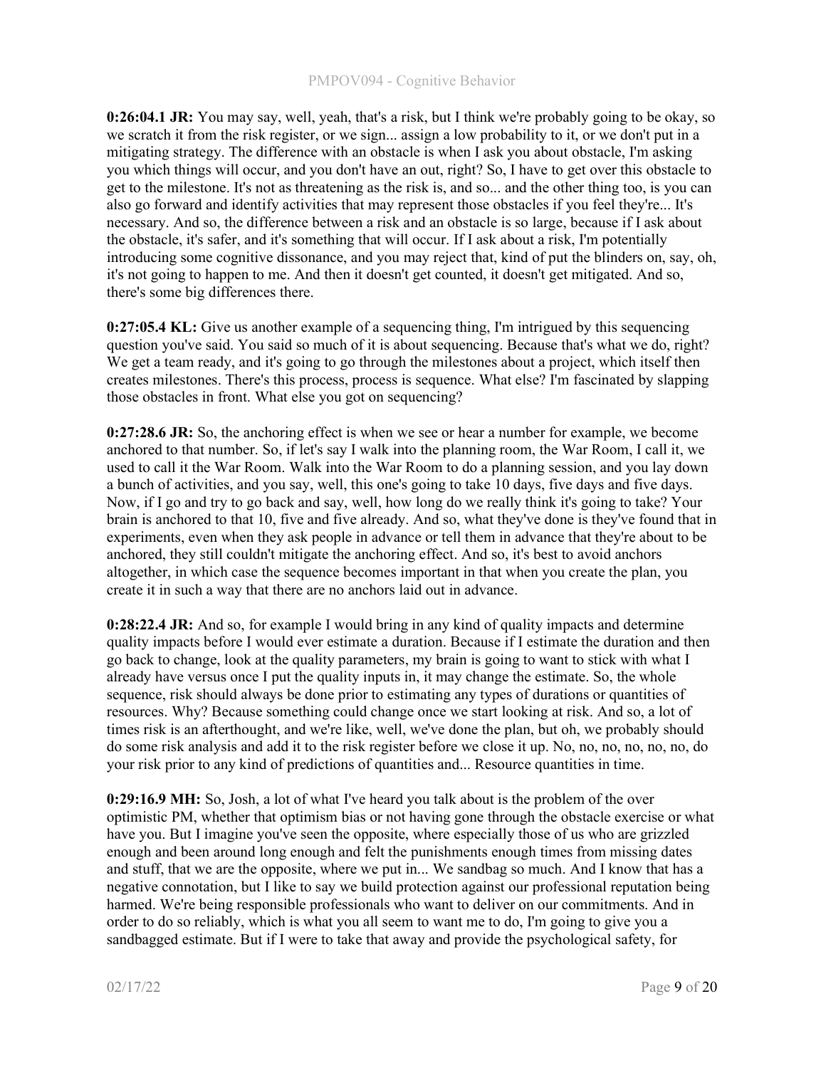**0:26:04.1 JR:** You may say, well, yeah, that's a risk, but I think we're probably going to be okay, so we scratch it from the risk register, or we sign... assign a low probability to it, or we don't put in a mitigating strategy. The difference with an obstacle is when I ask you about obstacle, I'm asking you which things will occur, and you don't have an out, right? So, I have to get over this obstacle to get to the milestone. It's not as threatening as the risk is, and so... and the other thing too, is you can also go forward and identify activities that may represent those obstacles if you feel they're... It's necessary. And so, the difference between a risk and an obstacle is so large, because if I ask about the obstacle, it's safer, and it's something that will occur. If I ask about a risk, I'm potentially introducing some cognitive dissonance, and you may reject that, kind of put the blinders on, say, oh, it's not going to happen to me. And then it doesn't get counted, it doesn't get mitigated. And so, there's some big differences there.

**0:27:05.4 KL:** Give us another example of a sequencing thing, I'm intrigued by this sequencing question you've said. You said so much of it is about sequencing. Because that's what we do, right? We get a team ready, and it's going to go through the milestones about a project, which itself then creates milestones. There's this process, process is sequence. What else? I'm fascinated by slapping those obstacles in front. What else you got on sequencing?

**0:27:28.6 JR:** So, the anchoring effect is when we see or hear a number for example, we become anchored to that number. So, if let's say I walk into the planning room, the War Room, I call it, we used to call it the War Room. Walk into the War Room to do a planning session, and you lay down a bunch of activities, and you say, well, this one's going to take 10 days, five days and five days. Now, if I go and try to go back and say, well, how long do we really think it's going to take? Your brain is anchored to that 10, five and five already. And so, what they've done is they've found that in experiments, even when they ask people in advance or tell them in advance that they're about to be anchored, they still couldn't mitigate the anchoring effect. And so, it's best to avoid anchors altogether, in which case the sequence becomes important in that when you create the plan, you create it in such a way that there are no anchors laid out in advance.

**0:28:22.4 JR:** And so, for example I would bring in any kind of quality impacts and determine quality impacts before I would ever estimate a duration. Because if I estimate the duration and then go back to change, look at the quality parameters, my brain is going to want to stick with what I already have versus once I put the quality inputs in, it may change the estimate. So, the whole sequence, risk should always be done prior to estimating any types of durations or quantities of resources. Why? Because something could change once we start looking at risk. And so, a lot of times risk is an afterthought, and we're like, well, we've done the plan, but oh, we probably should do some risk analysis and add it to the risk register before we close it up. No, no, no, no, no, no, do your risk prior to any kind of predictions of quantities and... Resource quantities in time.

**0:29:16.9 MH:** So, Josh, a lot of what I've heard you talk about is the problem of the over optimistic PM, whether that optimism bias or not having gone through the obstacle exercise or what have you. But I imagine you've seen the opposite, where especially those of us who are grizzled enough and been around long enough and felt the punishments enough times from missing dates and stuff, that we are the opposite, where we put in... We sandbag so much. And I know that has a negative connotation, but I like to say we build protection against our professional reputation being harmed. We're being responsible professionals who want to deliver on our commitments. And in order to do so reliably, which is what you all seem to want me to do, I'm going to give you a sandbagged estimate. But if I were to take that away and provide the psychological safety, for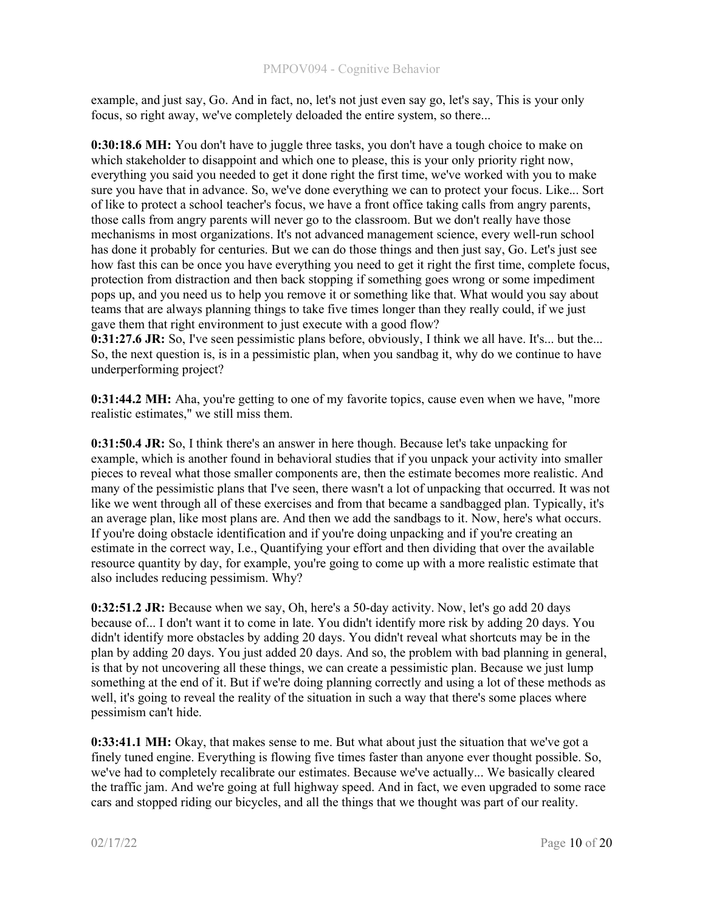example, and just say, Go. And in fact, no, let's not just even say go, let's say, This is your only focus, so right away, we've completely deloaded the entire system, so there...

**0:30:18.6 MH:** You don't have to juggle three tasks, you don't have a tough choice to make on which stakeholder to disappoint and which one to please, this is your only priority right now, everything you said you needed to get it done right the first time, we've worked with you to make sure you have that in advance. So, we've done everything we can to protect your focus. Like... Sort of like to protect a school teacher's focus, we have a front office taking calls from angry parents, those calls from angry parents will never go to the classroom. But we don't really have those mechanisms in most organizations. It's not advanced management science, every well-run school has done it probably for centuries. But we can do those things and then just say, Go. Let's just see how fast this can be once you have everything you need to get it right the first time, complete focus, protection from distraction and then back stopping if something goes wrong or some impediment pops up, and you need us to help you remove it or something like that. What would you say about teams that are always planning things to take five times longer than they really could, if we just gave them that right environment to just execute with a good flow?

**0:31:27.6 JR:** So, I've seen pessimistic plans before, obviously, I think we all have. It's... but the... So, the next question is, is in a pessimistic plan, when you sandbag it, why do we continue to have underperforming project?

**0:31:44.2 MH:** Aha, you're getting to one of my favorite topics, cause even when we have, "more realistic estimates," we still miss them.

**0:31:50.4 JR:** So, I think there's an answer in here though. Because let's take unpacking for example, which is another found in behavioral studies that if you unpack your activity into smaller pieces to reveal what those smaller components are, then the estimate becomes more realistic. And many of the pessimistic plans that I've seen, there wasn't a lot of unpacking that occurred. It was not like we went through all of these exercises and from that became a sandbagged plan. Typically, it's an average plan, like most plans are. And then we add the sandbags to it. Now, here's what occurs. If you're doing obstacle identification and if you're doing unpacking and if you're creating an estimate in the correct way, I.e., Quantifying your effort and then dividing that over the available resource quantity by day, for example, you're going to come up with a more realistic estimate that also includes reducing pessimism. Why?

**0:32:51.2 JR:** Because when we say, Oh, here's a 50-day activity. Now, let's go add 20 days because of... I don't want it to come in late. You didn't identify more risk by adding 20 days. You didn't identify more obstacles by adding 20 days. You didn't reveal what shortcuts may be in the plan by adding 20 days. You just added 20 days. And so, the problem with bad planning in general, is that by not uncovering all these things, we can create a pessimistic plan. Because we just lump something at the end of it. But if we're doing planning correctly and using a lot of these methods as well, it's going to reveal the reality of the situation in such a way that there's some places where pessimism can't hide.

**0:33:41.1 MH:** Okay, that makes sense to me. But what about just the situation that we've got a finely tuned engine. Everything is flowing five times faster than anyone ever thought possible. So, we've had to completely recalibrate our estimates. Because we've actually... We basically cleared the traffic jam. And we're going at full highway speed. And in fact, we even upgraded to some race cars and stopped riding our bicycles, and all the things that we thought was part of our reality.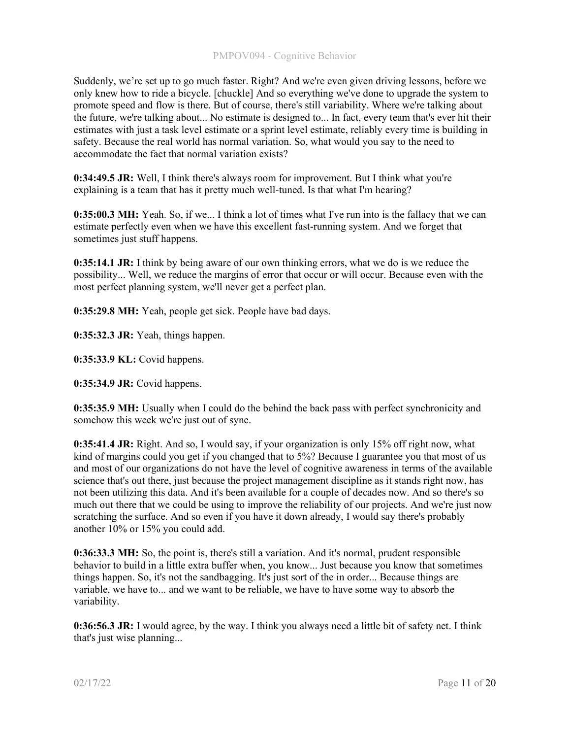Suddenly, we're set up to go much faster. Right? And we're even given driving lessons, before we only knew how to ride a bicycle. [chuckle] And so everything we've done to upgrade the system to promote speed and flow is there. But of course, there's still variability. Where we're talking about the future, we're talking about... No estimate is designed to... In fact, every team that's ever hit their estimates with just a task level estimate or a sprint level estimate, reliably every time is building in safety. Because the real world has normal variation. So, what would you say to the need to accommodate the fact that normal variation exists?

**0:34:49.5 JR:** Well, I think there's always room for improvement. But I think what you're explaining is a team that has it pretty much well-tuned. Is that what I'm hearing?

**0:35:00.3 MH:** Yeah. So, if we... I think a lot of times what I've run into is the fallacy that we can estimate perfectly even when we have this excellent fast-running system. And we forget that sometimes just stuff happens.

**0:35:14.1 JR:** I think by being aware of our own thinking errors, what we do is we reduce the possibility... Well, we reduce the margins of error that occur or will occur. Because even with the most perfect planning system, we'll never get a perfect plan.

**0:35:29.8 MH:** Yeah, people get sick. People have bad days.

**0:35:32.3 JR:** Yeah, things happen.

**0:35:33.9 KL:** Covid happens.

**0:35:34.9 JR:** Covid happens.

**0:35:35.9 MH:** Usually when I could do the behind the back pass with perfect synchronicity and somehow this week we're just out of sync.

**0:35:41.4 JR:** Right. And so, I would say, if your organization is only 15% off right now, what kind of margins could you get if you changed that to 5%? Because I guarantee you that most of us and most of our organizations do not have the level of cognitive awareness in terms of the available science that's out there, just because the project management discipline as it stands right now, has not been utilizing this data. And it's been available for a couple of decades now. And so there's so much out there that we could be using to improve the reliability of our projects. And we're just now scratching the surface. And so even if you have it down already, I would say there's probably another 10% or 15% you could add.

**0:36:33.3 MH:** So, the point is, there's still a variation. And it's normal, prudent responsible behavior to build in a little extra buffer when, you know... Just because you know that sometimes things happen. So, it's not the sandbagging. It's just sort of the in order... Because things are variable, we have to... and we want to be reliable, we have to have some way to absorb the variability.

**0:36:56.3 JR:** I would agree, by the way. I think you always need a little bit of safety net. I think that's just wise planning...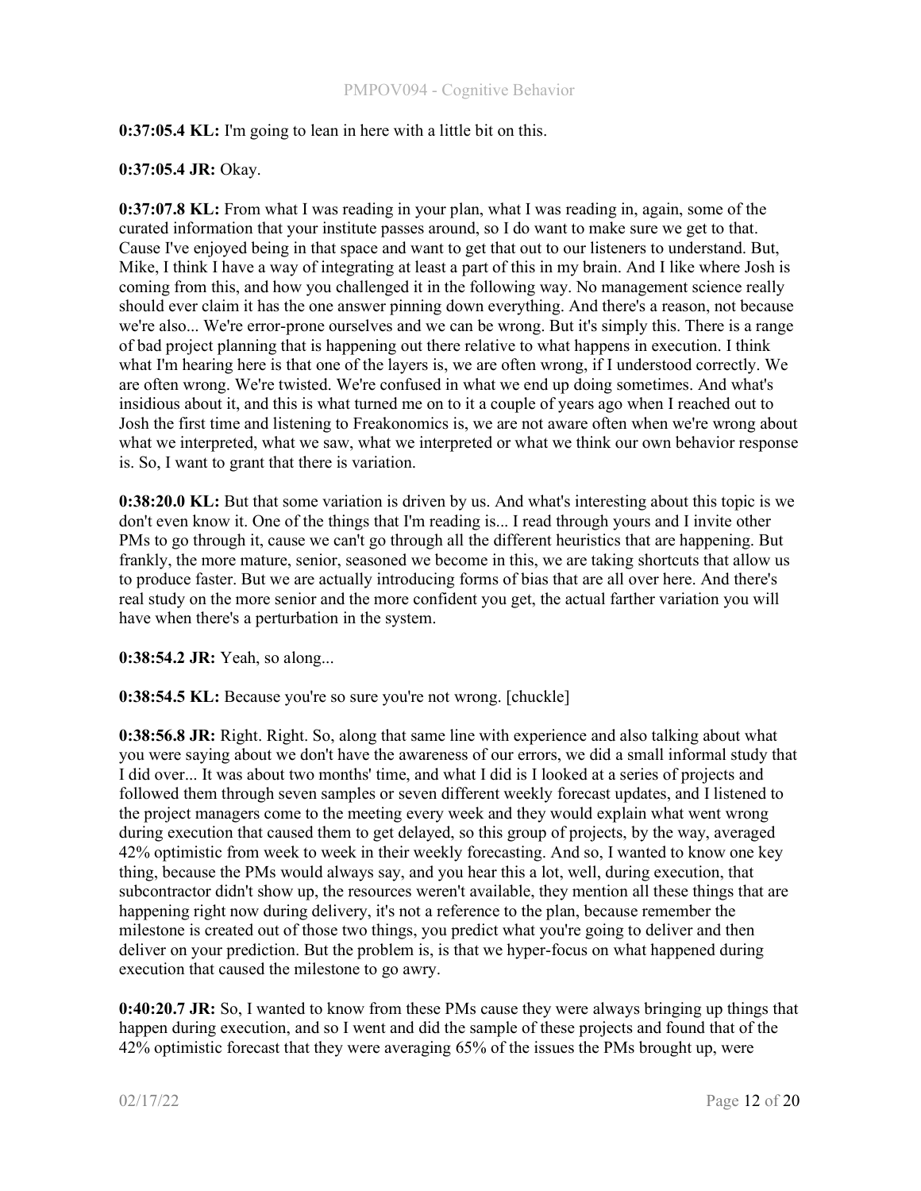**0:37:05.4 KL:** I'm going to lean in here with a little bit on this.

**0:37:05.4 JR:** Okay.

**0:37:07.8 KL:** From what I was reading in your plan, what I was reading in, again, some of the curated information that your institute passes around, so I do want to make sure we get to that. Cause I've enjoyed being in that space and want to get that out to our listeners to understand. But, Mike, I think I have a way of integrating at least a part of this in my brain. And I like where Josh is coming from this, and how you challenged it in the following way. No management science really should ever claim it has the one answer pinning down everything. And there's a reason, not because we're also... We're error-prone ourselves and we can be wrong. But it's simply this. There is a range of bad project planning that is happening out there relative to what happens in execution. I think what I'm hearing here is that one of the layers is, we are often wrong, if I understood correctly. We are often wrong. We're twisted. We're confused in what we end up doing sometimes. And what's insidious about it, and this is what turned me on to it a couple of years ago when I reached out to Josh the first time and listening to Freakonomics is, we are not aware often when we're wrong about what we interpreted, what we saw, what we interpreted or what we think our own behavior response is. So, I want to grant that there is variation.

**0:38:20.0 KL:** But that some variation is driven by us. And what's interesting about this topic is we don't even know it. One of the things that I'm reading is... I read through yours and I invite other PMs to go through it, cause we can't go through all the different heuristics that are happening. But frankly, the more mature, senior, seasoned we become in this, we are taking shortcuts that allow us to produce faster. But we are actually introducing forms of bias that are all over here. And there's real study on the more senior and the more confident you get, the actual farther variation you will have when there's a perturbation in the system.

**0:38:54.2 JR:** Yeah, so along...

**0:38:54.5 KL:** Because you're so sure you're not wrong. [chuckle]

**0:38:56.8 JR:** Right. Right. So, along that same line with experience and also talking about what you were saying about we don't have the awareness of our errors, we did a small informal study that I did over... It was about two months' time, and what I did is I looked at a series of projects and followed them through seven samples or seven different weekly forecast updates, and I listened to the project managers come to the meeting every week and they would explain what went wrong during execution that caused them to get delayed, so this group of projects, by the way, averaged 42% optimistic from week to week in their weekly forecasting. And so, I wanted to know one key thing, because the PMs would always say, and you hear this a lot, well, during execution, that subcontractor didn't show up, the resources weren't available, they mention all these things that are happening right now during delivery, it's not a reference to the plan, because remember the milestone is created out of those two things, you predict what you're going to deliver and then deliver on your prediction. But the problem is, is that we hyper-focus on what happened during execution that caused the milestone to go awry.

**0:40:20.7 JR:** So, I wanted to know from these PMs cause they were always bringing up things that happen during execution, and so I went and did the sample of these projects and found that of the 42% optimistic forecast that they were averaging 65% of the issues the PMs brought up, were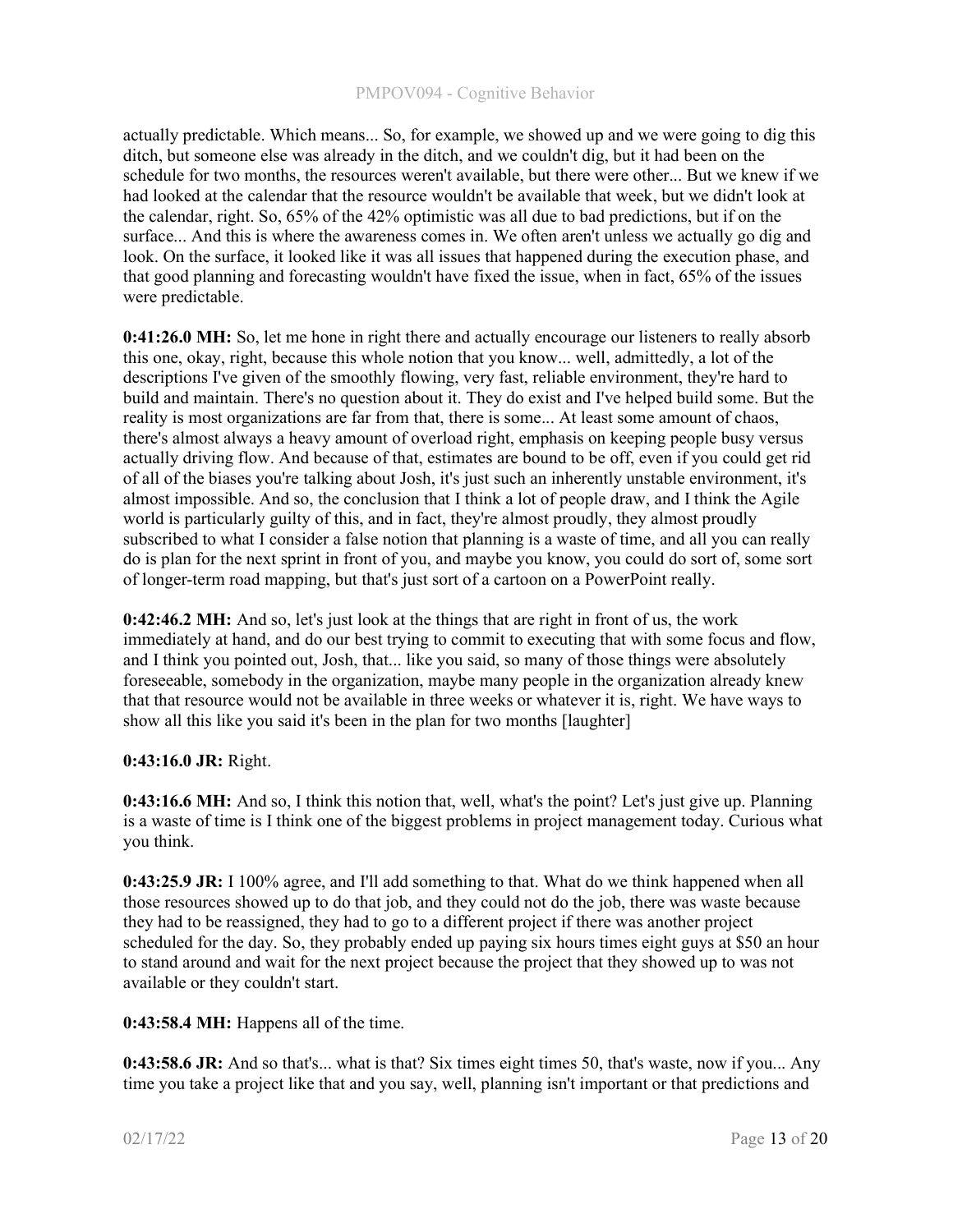actually predictable. Which means... So, for example, we showed up and we were going to dig this ditch, but someone else was already in the ditch, and we couldn't dig, but it had been on the schedule for two months, the resources weren't available, but there were other... But we knew if we had looked at the calendar that the resource wouldn't be available that week, but we didn't look at the calendar, right. So, 65% of the 42% optimistic was all due to bad predictions, but if on the surface... And this is where the awareness comes in. We often aren't unless we actually go dig and look. On the surface, it looked like it was all issues that happened during the execution phase, and that good planning and forecasting wouldn't have fixed the issue, when in fact, 65% of the issues were predictable.

**0:41:26.0 MH:** So, let me hone in right there and actually encourage our listeners to really absorb this one, okay, right, because this whole notion that you know... well, admittedly, a lot of the descriptions I've given of the smoothly flowing, very fast, reliable environment, they're hard to build and maintain. There's no question about it. They do exist and I've helped build some. But the reality is most organizations are far from that, there is some... At least some amount of chaos, there's almost always a heavy amount of overload right, emphasis on keeping people busy versus actually driving flow. And because of that, estimates are bound to be off, even if you could get rid of all of the biases you're talking about Josh, it's just such an inherently unstable environment, it's almost impossible. And so, the conclusion that I think a lot of people draw, and I think the Agile world is particularly guilty of this, and in fact, they're almost proudly, they almost proudly subscribed to what I consider a false notion that planning is a waste of time, and all you can really do is plan for the next sprint in front of you, and maybe you know, you could do sort of, some sort of longer-term road mapping, but that's just sort of a cartoon on a PowerPoint really.

**0:42:46.2 MH:** And so, let's just look at the things that are right in front of us, the work immediately at hand, and do our best trying to commit to executing that with some focus and flow, and I think you pointed out, Josh, that... like you said, so many of those things were absolutely foreseeable, somebody in the organization, maybe many people in the organization already knew that that resource would not be available in three weeks or whatever it is, right. We have ways to show all this like you said it's been in the plan for two months [laughter]

**0:43:16.0 JR:** Right.

**0:43:16.6 MH:** And so, I think this notion that, well, what's the point? Let's just give up. Planning is a waste of time is I think one of the biggest problems in project management today. Curious what you think.

**0:43:25.9 JR:** I 100% agree, and I'll add something to that. What do we think happened when all those resources showed up to do that job, and they could not do the job, there was waste because they had to be reassigned, they had to go to a different project if there was another project scheduled for the day. So, they probably ended up paying six hours times eight guys at $50 an hour to stand around and wait for the next project because the project that they showed up to was not available or they couldn't start.

**0:43:58.4 MH:** Happens all of the time.

**0:43:58.6 JR:** And so that's... what is that? Six times eight times 50, that's waste, now if you... Any time you take a project like that and you say, well, planning isn't important or that predictions and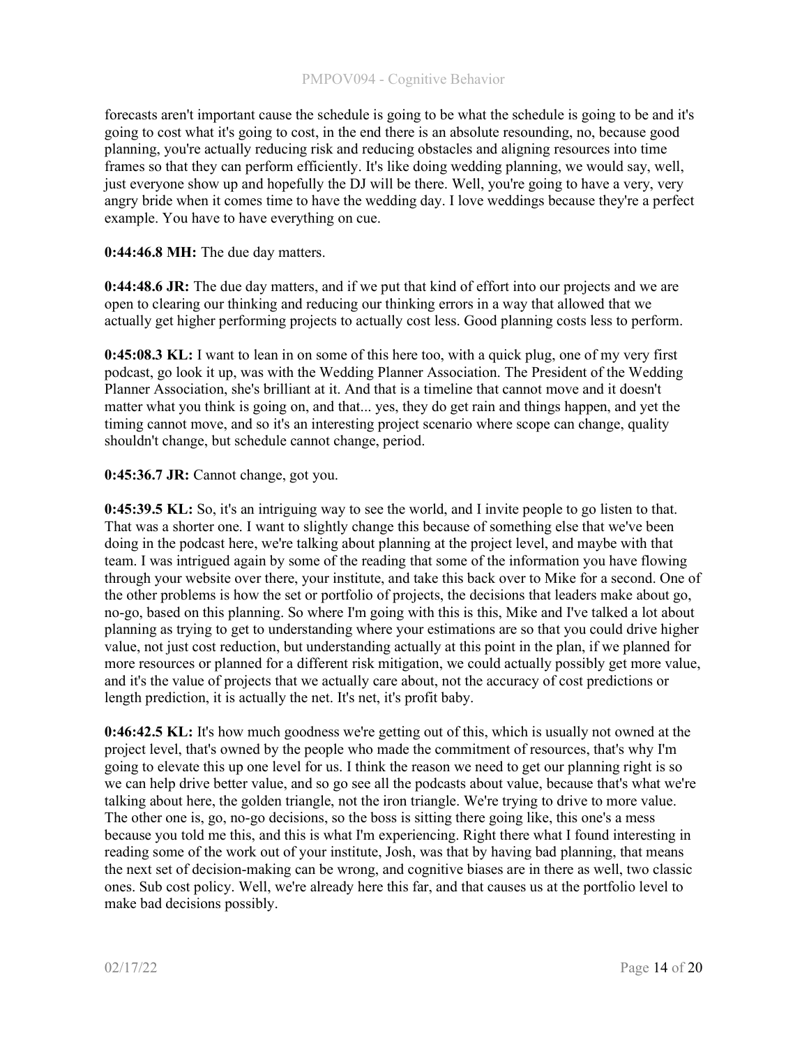forecasts aren't important cause the schedule is going to be what the schedule is going to be and it's going to cost what it's going to cost, in the end there is an absolute resounding, no, because good planning, you're actually reducing risk and reducing obstacles and aligning resources into time frames so that they can perform efficiently. It's like doing wedding planning, we would say, well, just everyone show up and hopefully the DJ will be there. Well, you're going to have a very, very angry bride when it comes time to have the wedding day. I love weddings because they're a perfect example. You have to have everything on cue.

**0:44:46.8 MH:** The due day matters.

**0:44:48.6 JR:** The due day matters, and if we put that kind of effort into our projects and we are open to clearing our thinking and reducing our thinking errors in a way that allowed that we actually get higher performing projects to actually cost less. Good planning costs less to perform.

**0:45:08.3 KL:** I want to lean in on some of this here too, with a quick plug, one of my very first podcast, go look it up, was with the Wedding Planner Association. The President of the Wedding Planner Association, she's brilliant at it. And that is a timeline that cannot move and it doesn't matter what you think is going on, and that... yes, they do get rain and things happen, and yet the timing cannot move, and so it's an interesting project scenario where scope can change, quality shouldn't change, but schedule cannot change, period.

**0:45:36.7 JR:** Cannot change, got you.

**0:45:39.5 KL:** So, it's an intriguing way to see the world, and I invite people to go listen to that. That was a shorter one. I want to slightly change this because of something else that we've been doing in the podcast here, we're talking about planning at the project level, and maybe with that team. I was intrigued again by some of the reading that some of the information you have flowing through your website over there, your institute, and take this back over to Mike for a second. One of the other problems is how the set or portfolio of projects, the decisions that leaders make about go, no-go, based on this planning. So where I'm going with this is this, Mike and I've talked a lot about planning as trying to get to understanding where your estimations are so that you could drive higher value, not just cost reduction, but understanding actually at this point in the plan, if we planned for more resources or planned for a different risk mitigation, we could actually possibly get more value, and it's the value of projects that we actually care about, not the accuracy of cost predictions or length prediction, it is actually the net. It's net, it's profit baby.

**0:46:42.5 KL:** It's how much goodness we're getting out of this, which is usually not owned at the project level, that's owned by the people who made the commitment of resources, that's why I'm going to elevate this up one level for us. I think the reason we need to get our planning right is so we can help drive better value, and so go see all the podcasts about value, because that's what we're talking about here, the golden triangle, not the iron triangle. We're trying to drive to more value. The other one is, go, no-go decisions, so the boss is sitting there going like, this one's a mess because you told me this, and this is what I'm experiencing. Right there what I found interesting in reading some of the work out of your institute, Josh, was that by having bad planning, that means the next set of decision-making can be wrong, and cognitive biases are in there as well, two classic ones. Sub cost policy. Well, we're already here this far, and that causes us at the portfolio level to make bad decisions possibly.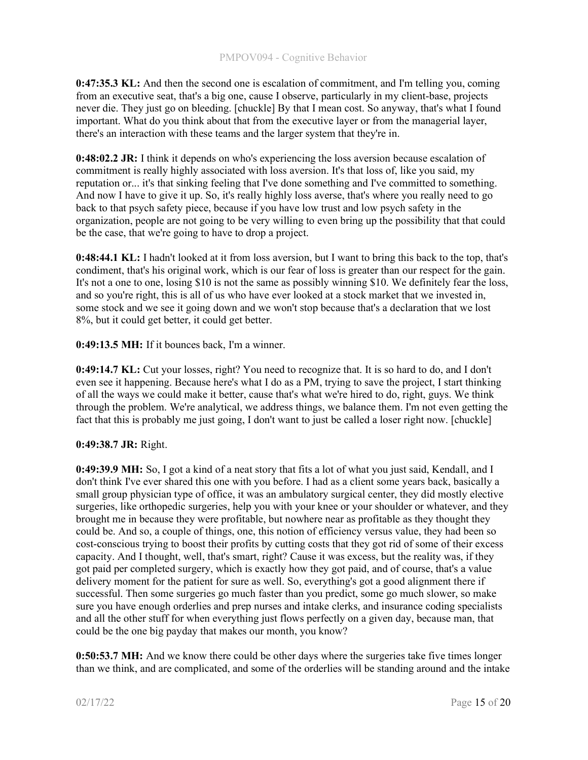**0:47:35.3 KL:** And then the second one is escalation of commitment, and I'm telling you, coming from an executive seat, that's a big one, cause I observe, particularly in my client-base, projects never die. They just go on bleeding. [chuckle] By that I mean cost. So anyway, that's what I found important. What do you think about that from the executive layer or from the managerial layer, there's an interaction with these teams and the larger system that they're in.

**0:48:02.2 JR:** I think it depends on who's experiencing the loss aversion because escalation of commitment is really highly associated with loss aversion. It's that loss of, like you said, my reputation or... it's that sinking feeling that I've done something and I've committed to something. And now I have to give it up. So, it's really highly loss averse, that's where you really need to go back to that psych safety piece, because if you have low trust and low psych safety in the organization, people are not going to be very willing to even bring up the possibility that that could be the case, that we're going to have to drop a project.

**0:48:44.1 KL:** I hadn't looked at it from loss aversion, but I want to bring this back to the top, that's condiment, that's his original work, which is our fear of loss is greater than our respect for the gain. It's not a one to one, losing $10 is not the same as possibly winning $10. We definitely fear the loss, and so you're right, this is all of us who have ever looked at a stock market that we invested in, some stock and we see it going down and we won't stop because that's a declaration that we lost 8%, but it could get better, it could get better.

**0:49:13.5 MH:** If it bounces back, I'm a winner.

**0:49:14.7 KL:** Cut your losses, right? You need to recognize that. It is so hard to do, and I don't even see it happening. Because here's what I do as a PM, trying to save the project, I start thinking of all the ways we could make it better, cause that's what we're hired to do, right, guys. We think through the problem. We're analytical, we address things, we balance them. I'm not even getting the fact that this is probably me just going, I don't want to just be called a loser right now. [chuckle]

**0:49:38.7 JR:** Right.

**0:49:39.9 MH:** So, I got a kind of a neat story that fits a lot of what you just said, Kendall, and I don't think I've ever shared this one with you before. I had as a client some years back, basically a small group physician type of office, it was an ambulatory surgical center, they did mostly elective surgeries, like orthopedic surgeries, help you with your knee or your shoulder or whatever, and they brought me in because they were profitable, but nowhere near as profitable as they thought they could be. And so, a couple of things, one, this notion of efficiency versus value, they had been so cost-conscious trying to boost their profits by cutting costs that they got rid of some of their excess capacity. And I thought, well, that's smart, right? Cause it was excess, but the reality was, if they got paid per completed surgery, which is exactly how they got paid, and of course, that's a value delivery moment for the patient for sure as well. So, everything's got a good alignment there if successful. Then some surgeries go much faster than you predict, some go much slower, so make sure you have enough orderlies and prep nurses and intake clerks, and insurance coding specialists and all the other stuff for when everything just flows perfectly on a given day, because man, that could be the one big payday that makes our month, you know?

**0:50:53.7 MH:** And we know there could be other days where the surgeries take five times longer than we think, and are complicated, and some of the orderlies will be standing around and the intake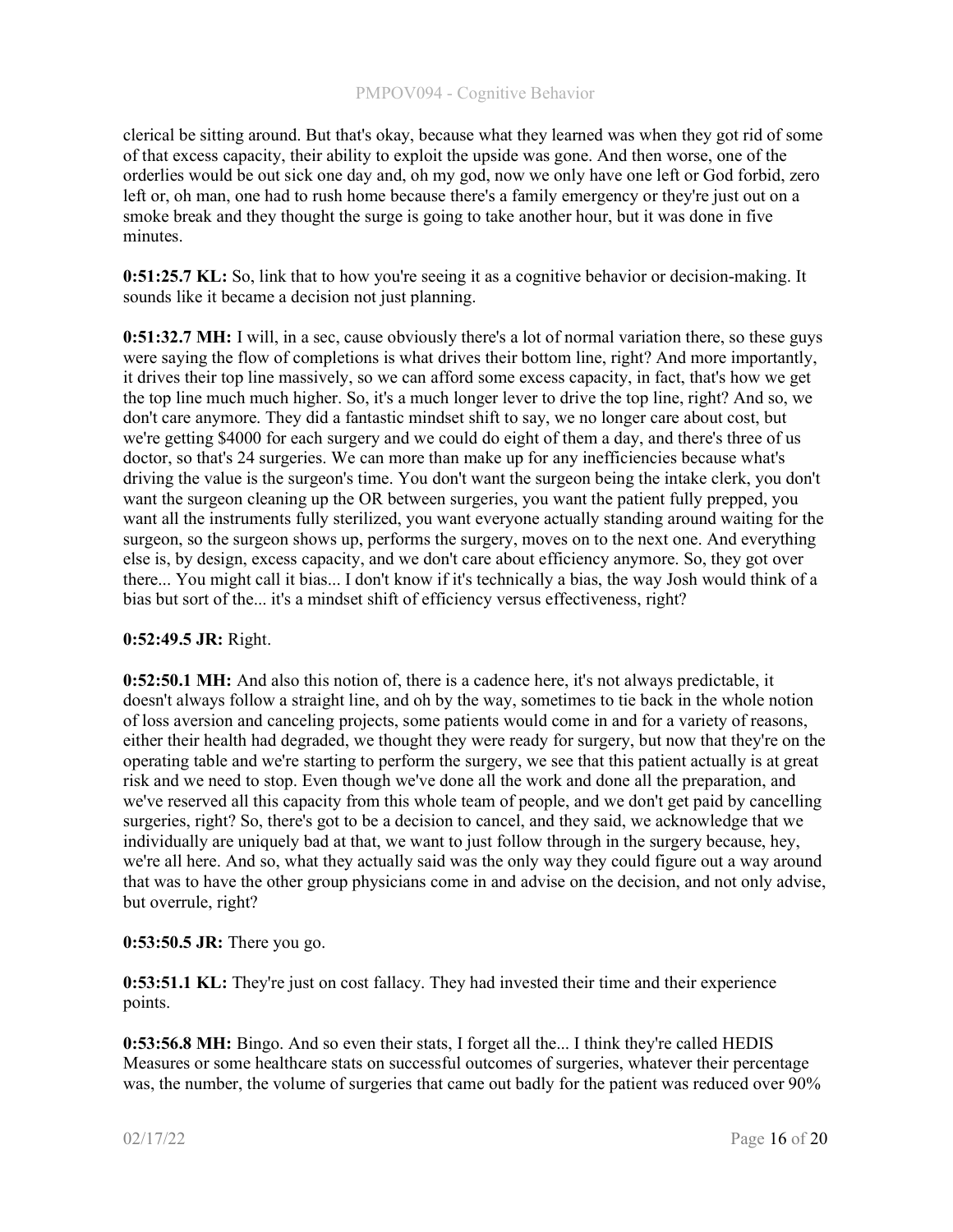clerical be sitting around. But that's okay, because what they learned was when they got rid of some of that excess capacity, their ability to exploit the upside was gone. And then worse, one of the orderlies would be out sick one day and, oh my god, now we only have one left or God forbid, zero left or, oh man, one had to rush home because there's a family emergency or they're just out on a smoke break and they thought the surge is going to take another hour, but it was done in five minutes.

**0:51:25.7 KL:** So, link that to how you're seeing it as a cognitive behavior or decision-making. It sounds like it became a decision not just planning.

**0:51:32.7 MH:** I will, in a sec, cause obviously there's a lot of normal variation there, so these guys were saying the flow of completions is what drives their bottom line, right? And more importantly, it drives their top line massively, so we can afford some excess capacity, in fact, that's how we get the top line much much higher. So, it's a much longer lever to drive the top line, right? And so, we don't care anymore. They did a fantastic mindset shift to say, we no longer care about cost, but we're getting $4000 for each surgery and we could do eight of them a day, and there's three of us doctor, so that's 24 surgeries. We can more than make up for any inefficiencies because what's driving the value is the surgeon's time. You don't want the surgeon being the intake clerk, you don't want the surgeon cleaning up the OR between surgeries, you want the patient fully prepped, you want all the instruments fully sterilized, you want everyone actually standing around waiting for the surgeon, so the surgeon shows up, performs the surgery, moves on to the next one. And everything else is, by design, excess capacity, and we don't care about efficiency anymore. So, they got over there... You might call it bias... I don't know if it's technically a bias, the way Josh would think of a bias but sort of the... it's a mindset shift of efficiency versus effectiveness, right?

**0:52:49.5 JR:** Right.

**0:52:50.1 MH:** And also this notion of, there is a cadence here, it's not always predictable, it doesn't always follow a straight line, and oh by the way, sometimes to tie back in the whole notion of loss aversion and canceling projects, some patients would come in and for a variety of reasons, either their health had degraded, we thought they were ready for surgery, but now that they're on the operating table and we're starting to perform the surgery, we see that this patient actually is at great risk and we need to stop. Even though we've done all the work and done all the preparation, and we've reserved all this capacity from this whole team of people, and we don't get paid by cancelling surgeries, right? So, there's got to be a decision to cancel, and they said, we acknowledge that we individually are uniquely bad at that, we want to just follow through in the surgery because, hey, we're all here. And so, what they actually said was the only way they could figure out a way around that was to have the other group physicians come in and advise on the decision, and not only advise, but overrule, right?

**0:53:50.5 JR:** There you go.

**0:53:51.1 KL:** They're just on cost fallacy. They had invested their time and their experience points.

**0:53:56.8 MH:** Bingo. And so even their stats, I forget all the... I think they're called HEDIS Measures or some healthcare stats on successful outcomes of surgeries, whatever their percentage was, the number, the volume of surgeries that came out badly for the patient was reduced over 90%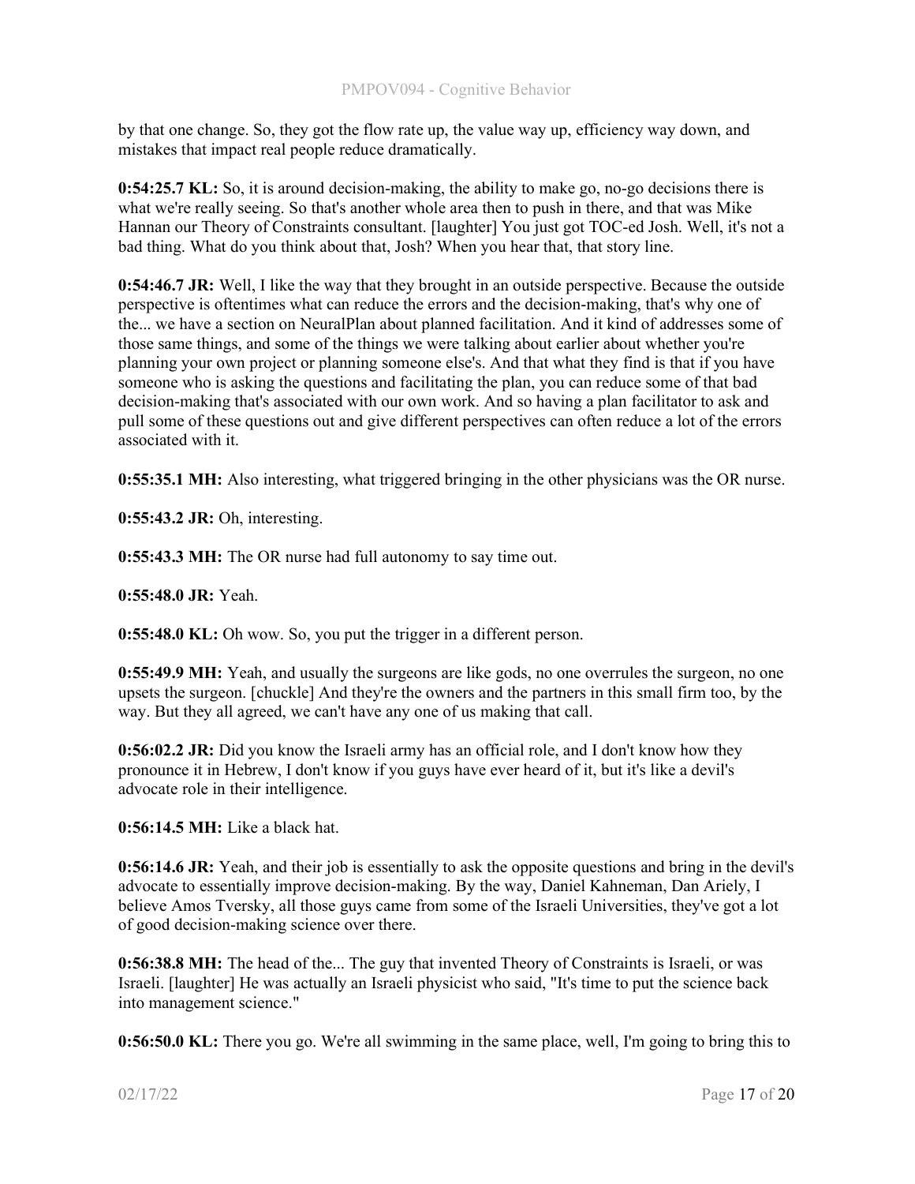by that one change. So, they got the flow rate up, the value way up, efficiency way down, and mistakes that impact real people reduce dramatically.

**0:54:25.7 KL:** So, it is around decision-making, the ability to make go, no-go decisions there is what we're really seeing. So that's another whole area then to push in there, and that was Mike Hannan our Theory of Constraints consultant. [laughter] You just got TOC-ed Josh. Well, it's not a bad thing. What do you think about that, Josh? When you hear that, that story line.

**0:54:46.7 JR:** Well, I like the way that they brought in an outside perspective. Because the outside perspective is oftentimes what can reduce the errors and the decision-making, that's why one of the... we have a section on NeuralPlan about planned facilitation. And it kind of addresses some of those same things, and some of the things we were talking about earlier about whether you're planning your own project or planning someone else's. And that what they find is that if you have someone who is asking the questions and facilitating the plan, you can reduce some of that bad decision-making that's associated with our own work. And so having a plan facilitator to ask and pull some of these questions out and give different perspectives can often reduce a lot of the errors associated with it.

**0:55:35.1 MH:** Also interesting, what triggered bringing in the other physicians was the OR nurse.

**0:55:43.2 JR:** Oh, interesting.

**0:55:43.3 MH:** The OR nurse had full autonomy to say time out.

**0:55:48.0 JR:** Yeah.

**0:55:48.0 KL:** Oh wow. So, you put the trigger in a different person.

**0:55:49.9 MH:** Yeah, and usually the surgeons are like gods, no one overrules the surgeon, no one upsets the surgeon. [chuckle] And they're the owners and the partners in this small firm too, by the way. But they all agreed, we can't have any one of us making that call.

**0:56:02.2 JR:** Did you know the Israeli army has an official role, and I don't know how they pronounce it in Hebrew, I don't know if you guys have ever heard of it, but it's like a devil's advocate role in their intelligence.

**0:56:14.5 MH:** Like a black hat.

**0:56:14.6 JR:** Yeah, and their job is essentially to ask the opposite questions and bring in the devil's advocate to essentially improve decision-making. By the way, Daniel Kahneman, Dan Ariely, I believe Amos Tversky, all those guys came from some of the Israeli Universities, they've got a lot of good decision-making science over there.

**0:56:38.8 MH:** The head of the... The guy that invented Theory of Constraints is Israeli, or was Israeli. [laughter] He was actually an Israeli physicist who said, "It's time to put the science back into management science."

**0:56:50.0 KL:** There you go. We're all swimming in the same place, well, I'm going to bring this to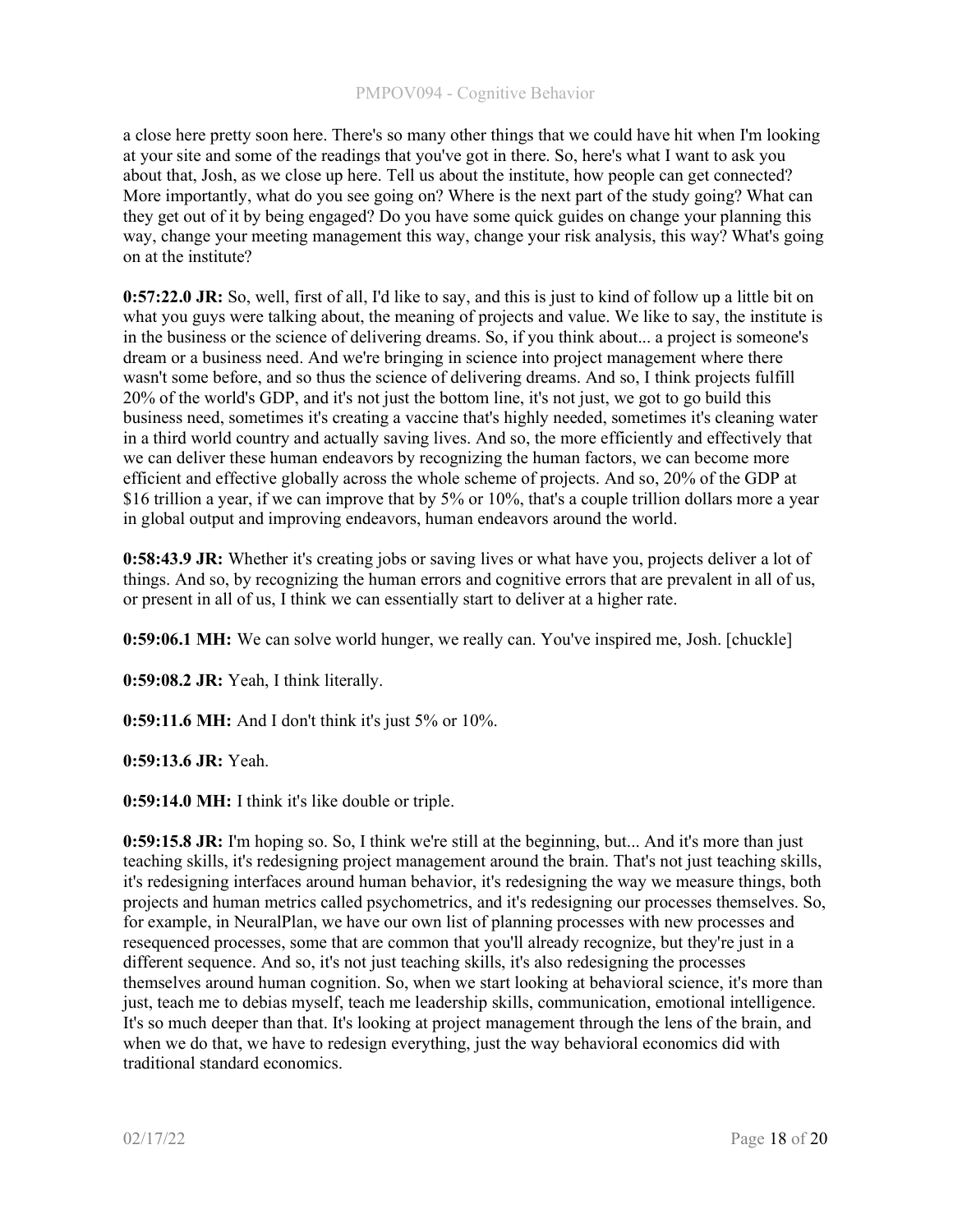a close here pretty soon here. There's so many other things that we could have hit when I'm looking at your site and some of the readings that you've got in there. So, here's what I want to ask you about that, Josh, as we close up here. Tell us about the institute, how people can get connected? More importantly, what do you see going on? Where is the next part of the study going? What can they get out of it by being engaged? Do you have some quick guides on change your planning this way, change your meeting management this way, change your risk analysis, this way? What's going on at the institute?

**0:57:22.0 JR:** So, well, first of all, I'd like to say, and this is just to kind of follow up a little bit on what you guys were talking about, the meaning of projects and value. We like to say, the institute is in the business or the science of delivering dreams. So, if you think about... a project is someone's dream or a business need. And we're bringing in science into project management where there wasn't some before, and so thus the science of delivering dreams. And so, I think projects fulfill 20% of the world's GDP, and it's not just the bottom line, it's not just, we got to go build this business need, sometimes it's creating a vaccine that's highly needed, sometimes it's cleaning water in a third world country and actually saving lives. And so, the more efficiently and effectively that we can deliver these human endeavors by recognizing the human factors, we can become more efficient and effective globally across the whole scheme of projects. And so, 20% of the GDP at $16 trillion a year, if we can improve that by 5% or 10%, that's a couple trillion dollars more a year in global output and improving endeavors, human endeavors around the world.

**0:58:43.9 JR:** Whether it's creating jobs or saving lives or what have you, projects deliver a lot of things. And so, by recognizing the human errors and cognitive errors that are prevalent in all of us, or present in all of us, I think we can essentially start to deliver at a higher rate.

**0:59:06.1 MH:** We can solve world hunger, we really can. You've inspired me, Josh. [chuckle]

**0:59:08.2 JR:** Yeah, I think literally.

**0:59:11.6 MH:** And I don't think it's just 5% or 10%.

**0:59:13.6 JR:** Yeah.

**0:59:14.0 MH:** I think it's like double or triple.

**0:59:15.8 JR:** I'm hoping so. So, I think we're still at the beginning, but... And it's more than just teaching skills, it's redesigning project management around the brain. That's not just teaching skills, it's redesigning interfaces around human behavior, it's redesigning the way we measure things, both projects and human metrics called psychometrics, and it's redesigning our processes themselves. So, for example, in NeuralPlan, we have our own list of planning processes with new processes and resequenced processes, some that are common that you'll already recognize, but they're just in a different sequence. And so, it's not just teaching skills, it's also redesigning the processes themselves around human cognition. So, when we start looking at behavioral science, it's more than just, teach me to debias myself, teach me leadership skills, communication, emotional intelligence. It's so much deeper than that. It's looking at project management through the lens of the brain, and when we do that, we have to redesign everything, just the way behavioral economics did with traditional standard economics.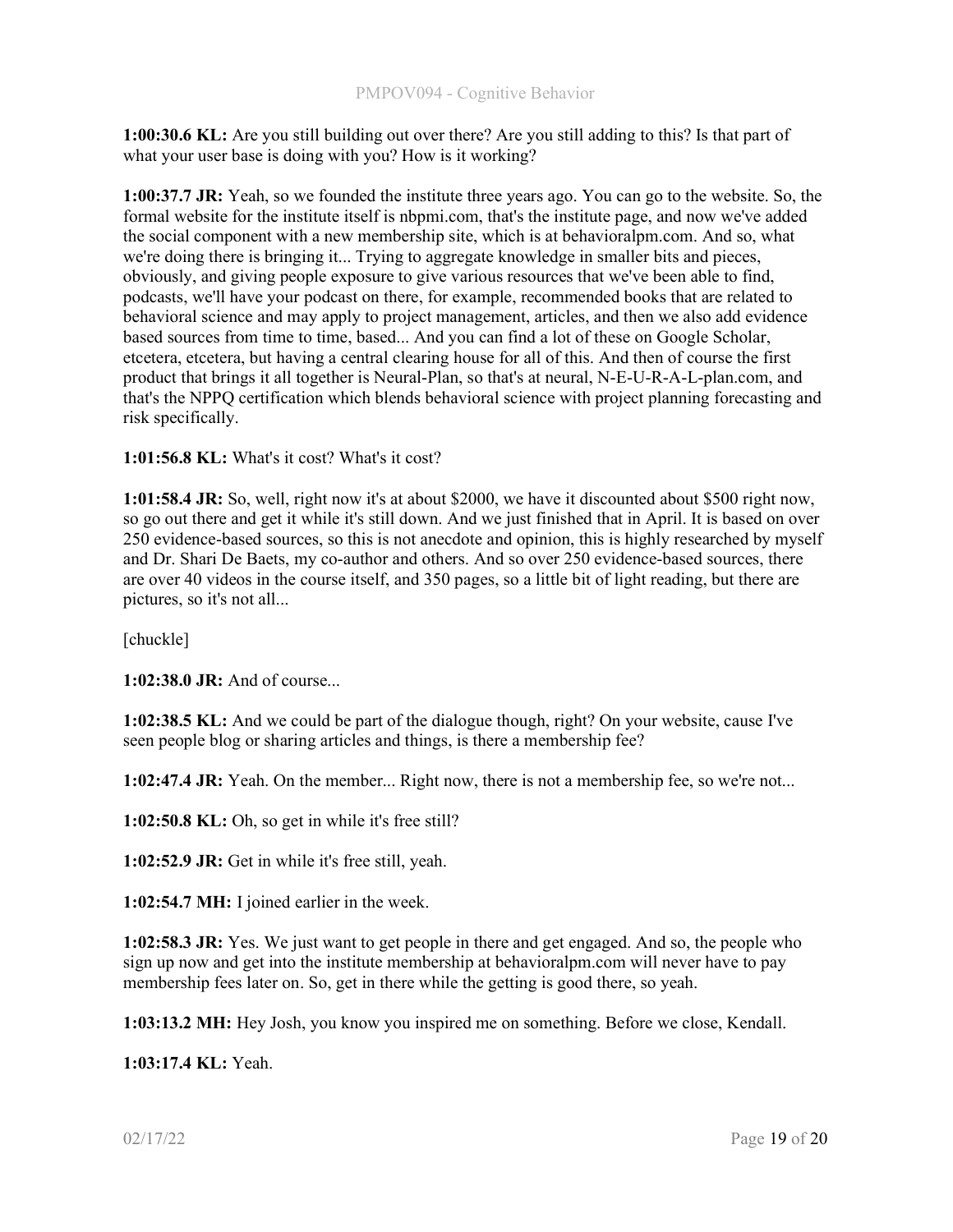**1:00:30.6 KL:** Are you still building out over there? Are you still adding to this? Is that part of what your user base is doing with you? How is it working?

**1:00:37.7 JR:** Yeah, so we founded the institute three years ago. You can go to the website. So, the formal website for the institute itself is nbpmi.com, that's the institute page, and now we've added the social component with a new membership site, which is at behavioralpm.com. And so, what we're doing there is bringing it... Trying to aggregate knowledge in smaller bits and pieces, obviously, and giving people exposure to give various resources that we've been able to find, podcasts, we'll have your podcast on there, for example, recommended books that are related to behavioral science and may apply to project management, articles, and then we also add evidence based sources from time to time, based... And you can find a lot of these on Google Scholar, etcetera, etcetera, but having a central clearing house for all of this. And then of course the first product that brings it all together is Neural-Plan, so that's at neural, N-E-U-R-A-L-plan.com, and that's the NPPQ certification which blends behavioral science with project planning forecasting and risk specifically.

**1:01:56.8 KL:** What's it cost? What's it cost?

**1:01:58.4 JR:** So, well, right now it's at about $2000, we have it discounted about $500 right now, so go out there and get it while it's still down. And we just finished that in April. It is based on over 250 evidence-based sources, so this is not anecdote and opinion, this is highly researched by myself and Dr. Shari De Baets, my co-author and others. And so over 250 evidence-based sources, there are over 40 videos in the course itself, and 350 pages, so a little bit of light reading, but there are pictures, so it's not all...

[chuckle]

**1:02:38.0 JR:** And of course...

**1:02:38.5 KL:** And we could be part of the dialogue though, right? On your website, cause I've seen people blog or sharing articles and things, is there a membership fee?

**1:02:47.4 JR:** Yeah. On the member... Right now, there is not a membership fee, so we're not...

**1:02:50.8 KL:** Oh, so get in while it's free still?

**1:02:52.9 JR:** Get in while it's free still, yeah.

**1:02:54.7 MH:** I joined earlier in the week.

**1:02:58.3 JR:** Yes. We just want to get people in there and get engaged. And so, the people who sign up now and get into the institute membership at behavioralpm.com will never have to pay membership fees later on. So, get in there while the getting is good there, so yeah.

**1:03:13.2 MH:** Hey Josh, you know you inspired me on something. Before we close, Kendall.

**1:03:17.4 KL:** Yeah.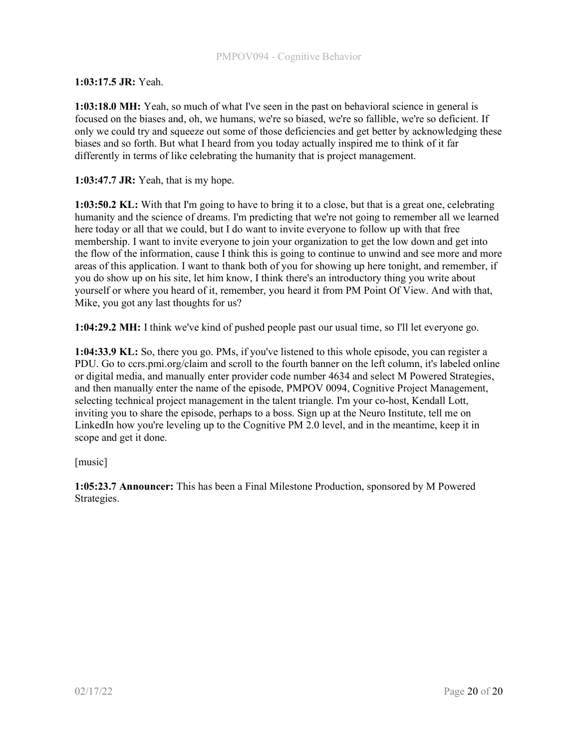**1:03:17.5 JR:** Yeah.

**1:03:18.0 MH:** Yeah, so much of what I've seen in the past on behavioral science in general is focused on the biases and, oh, we humans, we're so biased, we're so fallible, we're so deficient. If only we could try and squeeze out some of those deficiencies and get better by acknowledging these biases and so forth. But what I heard from you today actually inspired me to think of it far differently in terms of like celebrating the humanity that is project management.

**1:03:47.7 JR:** Yeah, that is my hope.

**1:03:50.2 KL:** With that I'm going to have to bring it to a close, but that is a great one, celebrating humanity and the science of dreams. I'm predicting that we're not going to remember all we learned here today or all that we could, but I do want to invite everyone to follow up with that free membership. I want to invite everyone to join your organization to get the low down and get into the flow of the information, cause I think this is going to continue to unwind and see more and more areas of this application. I want to thank both of you for showing up here tonight, and remember, if you do show up on his site, let him know, I think there's an introductory thing you write about yourself or where you heard of it, remember, you heard it from PM Point Of View. And with that, Mike, you got any last thoughts for us?

**1:04:29.2 MH:** I think we've kind of pushed people past our usual time, so I'll let everyone go.

**1:04:33.9 KL:** So, there you go. PMs, if you've listened to this whole episode, you can register a PDU. Go to ccrs.pmi.org/claim and scroll to the fourth banner on the left column, it's labeled online or digital media, and manually enter provider code number 4634 and select M Powered Strategies, and then manually enter the name of the episode, PMPOV 0094, Cognitive Project Management, selecting technical project management in the talent triangle. I'm your co-host, Kendall Lott, inviting you to share the episode, perhaps to a boss. Sign up at the Neuro Institute, tell me on LinkedIn how you're leveling up to the Cognitive PM 2.0 level, and in the meantime, keep it in scope and get it done.

[music]

**1:05:23.7 Announcer:** This has been a Final Milestone Production, sponsored by M Powered Strategies.